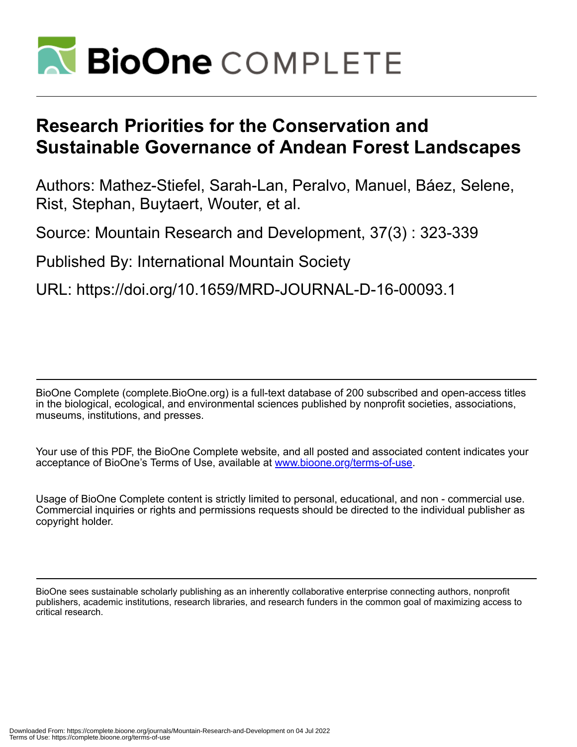# Research Priorities for the Conservation and Sustainable Governance of Andean Forest Landscapes

Authors: Mathez-Stiefel, Sarah-Lan, Peralvo, Manuel, Báez, Selene, Rist, Stephan, Buytaert, Wouter, et al.

Source: Mountain Research and Development, 37(3) : 323-339

Published By: International Mountain Society

URL: https://doi.org/10.1659/MRD-JOURNAL-D-16-00093.1

---

BioOne Complete (complete.BioOne.org) is a full-text database of 200 subscribed and open-access titles in the biological, ecological, and environmental sciences published by nonprofit societies, associations, museums, institutions, and presses.

Your use of this PDF, the BioOne Complete website, and all posted and associated content indicates your acceptance of BioOne's Terms of Use, available at www.bioone.org/terms-of-use.

Usage of BioOne Complete content is strictly limited to personal, educational, and non - commercial use. Commercial inquiries or rights and permissions requests should be directed to the individual publisher as copyright holder.

---

BioOne sees sustainable scholarly publishing as an inherently collaborative enterprise connecting authors, nonprofit publishers, academic institutions, research libraries, and research funders in the common goal of maximizing access to critical research.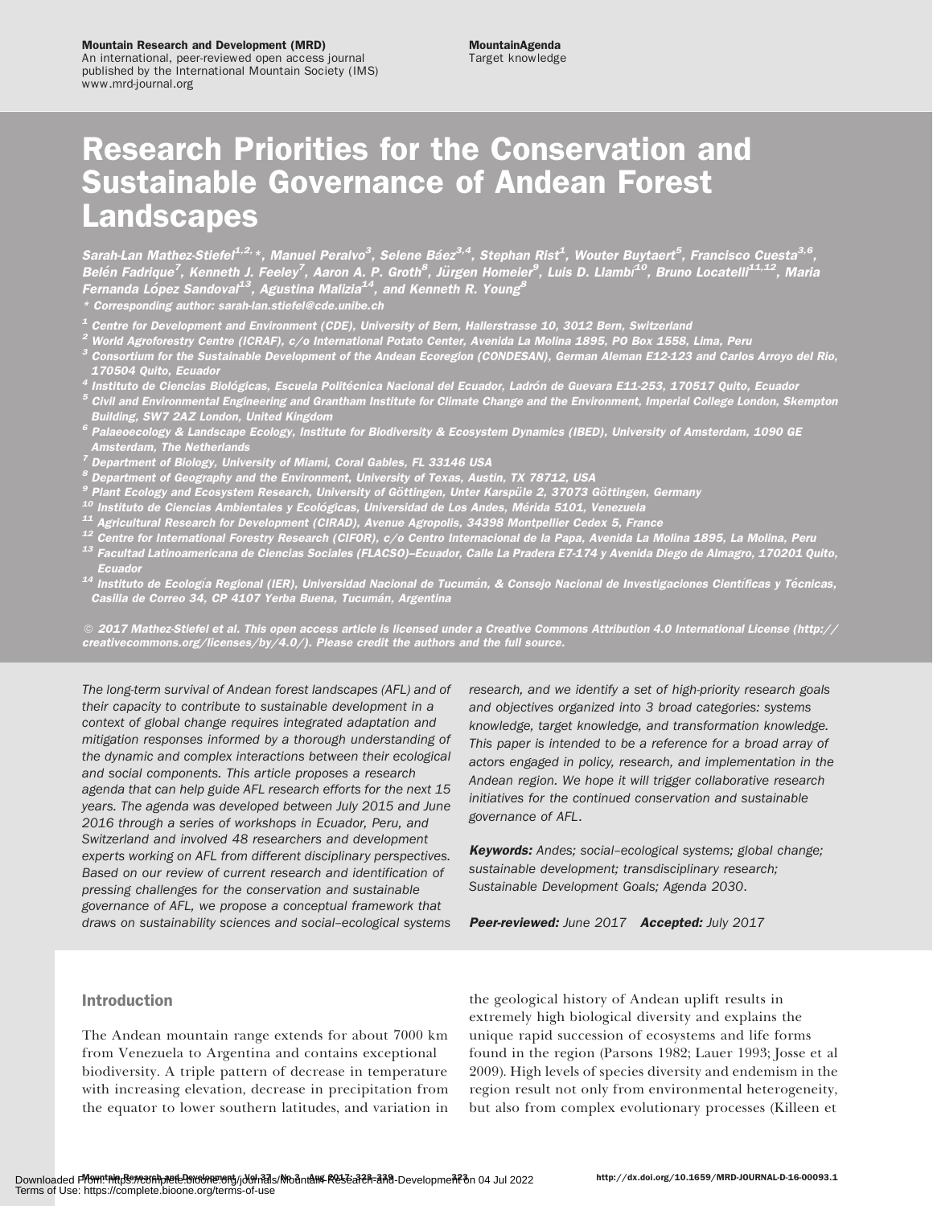# Research Priorities for the Conservation and Sustainable Governance of Andean Forest Landscapes

*Sarah-Lan Mathez-Stiefel[1,2,]\*, Manuel Peralvo[3], Selene Báez[3,4], Stephan Rist[1], Wouter Buytaert[5], Francisco Cuesta[3,6], Belén Fadrique[7], Kenneth J. Feeley[7], Aaron A. P. Groth[8], Jürgen Homeier[9], Luis D. Llambí[10], Bruno Locatelli[11,12], Maria Fernanda López Sandoval[13], Agustina Malizia[14], and Kenneth R. Young[8]*

\* Corresponding author: sarah-lan.stiefel@cde.unibe.ch

[1] Centre for Development and Environment (CDE), University of Bern, Hallerstrasse 10, 3012 Bern, Switzerland
[2] World Agroforestry Centre (ICRAF), c/o International Potato Center, Avenida La Molina 1895, PO Box 1558, Lima, Peru
[3] Consortium for the Sustainable Development of the Andean Ecoregion (CONDESAN), German Aleman E12-123 and Carlos Arroyo del Rio, 170504 Quito, Ecuador
[4] Instituto de Ciencias Biológicas, Escuela Politécnica Nacional del Ecuador, Ladrón de Guevara E11-253, 170517 Quito, Ecuador
[5] Civil and Environmental Engineering and Grantham Institute for Climate Change and the Environment, Imperial College London, Skempton Building, SW7 2AZ London, United Kingdom
[6] Palaeoecology & Landscape Ecology, Institute for Biodiversity & Ecosystem Dynamics (IBED), University of Amsterdam, 1090 GE Amsterdam, The Netherlands
[7] Department of Biology, University of Miami, Coral Gables, FL 33146 USA
[8] Department of Geography and the Environment, University of Texas, Austin, TX 78712, USA
[9] Plant Ecology and Ecosystem Research, University of Göttingen, Unter Karspüle 2, 37073 Göttingen, Germany
[10] Instituto de Ciencias Ambientales y Ecológicas, Universidad de Los Andes, Mérida 5101, Venezuela
[11] Agricultural Research for Development (CIRAD), Avenue Agropolis, 34398 Montpellier Cedex 5, France
[12] Centre for International Forestry Research (CIFOR), c/o Centro Internacional de la Papa, Avenida La Molina 1895, La Molina, Peru
[13] Facultad Latinoamericana de Ciencias Sociales (FLACSO)–Ecuador, Calle La Pradera E7-174 y Avenida Diego de Almagro, 170201 Quito, Ecuador
[14] Instituto de Ecología Regional (IER), Universidad Nacional de Tucumán, & Consejo Nacional de Investigaciones Científicas y Técnicas, Casilla de Correo 34, CP 4107 Yerba Buena, Tucumán, Argentina

© 2017 Mathez-Stiefel et al. This open access article is licensed under a Creative Commons Attribution 4.0 International License (http://creativecommons.org/licenses/by/4.0/). Please credit the authors and the full source.

*The long-term survival of Andean forest landscapes (AFL) and of their capacity to contribute to sustainable development in a context of global change requires integrated adaptation and mitigation responses informed by a thorough understanding of the dynamic and complex interactions between their ecological and social components. This article proposes a research agenda that can help guide AFL research efforts for the next 15 years. The agenda was developed between July 2015 and June 2016 through a series of workshops in Ecuador, Peru, and Switzerland and involved 48 researchers and development experts working on AFL from different disciplinary perspectives. Based on our review of current research and identification of pressing challenges for the conservation and sustainable governance of AFL, we propose a conceptual framework that draws on sustainability sciences and social–ecological systems research, and we identify a set of high-priority research goals and objectives organized into 3 broad categories: systems knowledge, target knowledge, and transformation knowledge. This paper is intended to be a reference for a broad array of actors engaged in policy, research, and implementation in the Andean region. We hope it will trigger collaborative research initiatives for the continued conservation and sustainable governance of AFL.*

***Keywords:*** *Andes; social–ecological systems; global change; sustainable development; transdisciplinary research; Sustainable Development Goals; Agenda 2030.*

***Peer-reviewed:*** *June 2017* ***Accepted:*** *July 2017*

## Introduction

The Andean mountain range extends for about 7000 km from Venezuela to Argentina and contains exceptional biodiversity. A triple pattern of decrease in temperature with increasing elevation, decrease in precipitation from the equator to lower southern latitudes, and variation in the geological history of Andean uplift results in extremely high biological diversity and explains the unique rapid succession of ecosystems and life forms found in the region (Parsons 1982; Lauer 1993; Josse et al 2009). High levels of species diversity and endemism in the region result not only from environmental heterogeneity, but also from complex evolutionary processes (Killeen et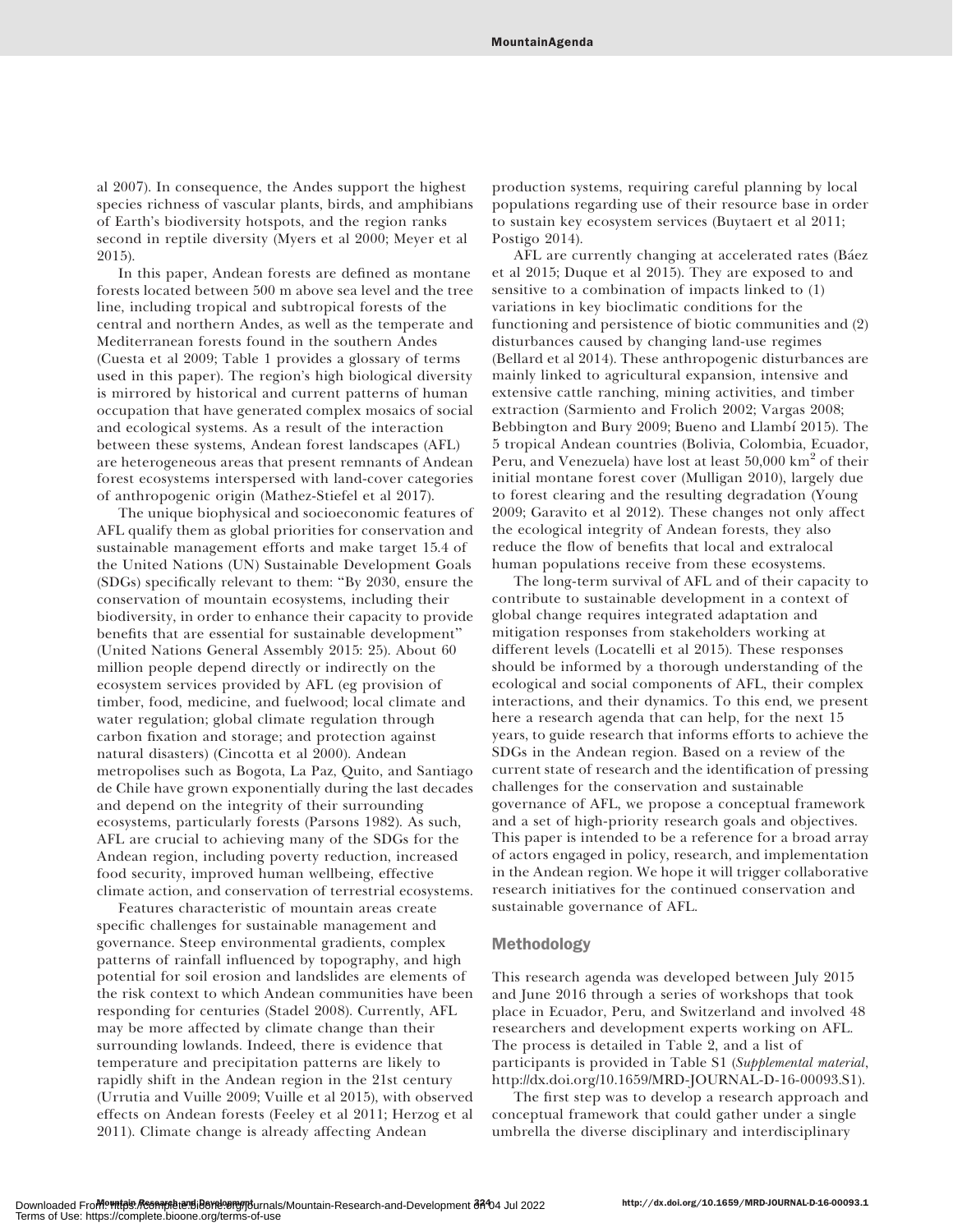al 2007). In consequence, the Andes support the highest species richness of vascular plants, birds, and amphibians of Earth's biodiversity hotspots, and the region ranks second in reptile diversity (Myers et al 2000; Meyer et al 2015).

In this paper, Andean forests are defined as montane forests located between 500 m above sea level and the tree line, including tropical and subtropical forests of the central and northern Andes, as well as the temperate and Mediterranean forests found in the southern Andes (Cuesta et al 2009; Table 1 provides a glossary of terms used in this paper). The region's high biological diversity is mirrored by historical and current patterns of human occupation that have generated complex mosaics of social and ecological systems. As a result of the interaction between these systems, Andean forest landscapes (AFL) are heterogeneous areas that present remnants of Andean forest ecosystems interspersed with land-cover categories of anthropogenic origin (Mathez-Stiefel et al 2017).

The unique biophysical and socioeconomic features of AFL qualify them as global priorities for conservation and sustainable management efforts and make target 15.4 of the United Nations (UN) Sustainable Development Goals (SDGs) specifically relevant to them: "By 2030, ensure the conservation of mountain ecosystems, including their biodiversity, in order to enhance their capacity to provide benefits that are essential for sustainable development" (United Nations General Assembly 2015: 25). About 60 million people depend directly or indirectly on the ecosystem services provided by AFL (eg provision of timber, food, medicine, and fuelwood; local climate and water regulation; global climate regulation through carbon fixation and storage; and protection against natural disasters) (Cincotta et al 2000). Andean metropolises such as Bogota, La Paz, Quito, and Santiago de Chile have grown exponentially during the last decades and depend on the integrity of their surrounding ecosystems, particularly forests (Parsons 1982). As such, AFL are crucial to achieving many of the SDGs for the Andean region, including poverty reduction, increased food security, improved human wellbeing, effective climate action, and conservation of terrestrial ecosystems.

Features characteristic of mountain areas create specific challenges for sustainable management and governance. Steep environmental gradients, complex patterns of rainfall influenced by topography, and high potential for soil erosion and landslides are elements of the risk context to which Andean communities have been responding for centuries (Stadel 2008). Currently, AFL may be more affected by climate change than their surrounding lowlands. Indeed, there is evidence that temperature and precipitation patterns are likely to rapidly shift in the Andean region in the 21st century (Urrutia and Vuille 2009; Vuille et al 2015), with observed effects on Andean forests (Feeley et al 2011; Herzog et al 2011). Climate change is already affecting Andean production systems, requiring careful planning by local populations regarding use of their resource base in order to sustain key ecosystem services (Buytaert et al 2011; Postigo 2014).

AFL are currently changing at accelerated rates (Báez et al 2015; Duque et al 2015). They are exposed to and sensitive to a combination of impacts linked to (1) variations in key bioclimatic conditions for the functioning and persistence of biotic communities and (2) disturbances caused by changing land-use regimes (Bellard et al 2014). These anthropogenic disturbances are mainly linked to agricultural expansion, intensive and extensive cattle ranching, mining activities, and timber extraction (Sarmiento and Frolich 2002; Vargas 2008; Bebbington and Bury 2009; Bueno and Llambí 2015). The 5 tropical Andean countries (Bolivia, Colombia, Ecuador, Peru, and Venezuela) have lost at least 50,000 $km^2$ of their initial montane forest cover (Mulligan 2010), largely due to forest clearing and the resulting degradation (Young 2009; Garavito et al 2012). These changes not only affect the ecological integrity of Andean forests, they also reduce the flow of benefits that local and extralocal human populations receive from these ecosystems.

The long-term survival of AFL and of their capacity to contribute to sustainable development in a context of global change requires integrated adaptation and mitigation responses from stakeholders working at different levels (Locatelli et al 2015). These responses should be informed by a thorough understanding of the ecological and social components of AFL, their complex interactions, and their dynamics. To this end, we present here a research agenda that can help, for the next 15 years, to guide research that informs efforts to achieve the SDGs in the Andean region. Based on a review of the current state of research and the identification of pressing challenges for the conservation and sustainable governance of AFL, we propose a conceptual framework and a set of high-priority research goals and objectives. This paper is intended to be a reference for a broad array of actors engaged in policy, research, and implementation in the Andean region. We hope it will trigger collaborative research initiatives for the continued conservation and sustainable governance of AFL.

## Methodology

This research agenda was developed between July 2015 and June 2016 through a series of workshops that took place in Ecuador, Peru, and Switzerland and involved 48 researchers and development experts working on AFL. The process is detailed in Table 2, and a list of participants is provided in Table S1 (*Supplemental material*, http://dx.doi.org/10.1659/MRD-JOURNAL-D-16-00093.S1).

The first step was to develop a research approach and conceptual framework that could gather under a single umbrella the diverse disciplinary and interdisciplinary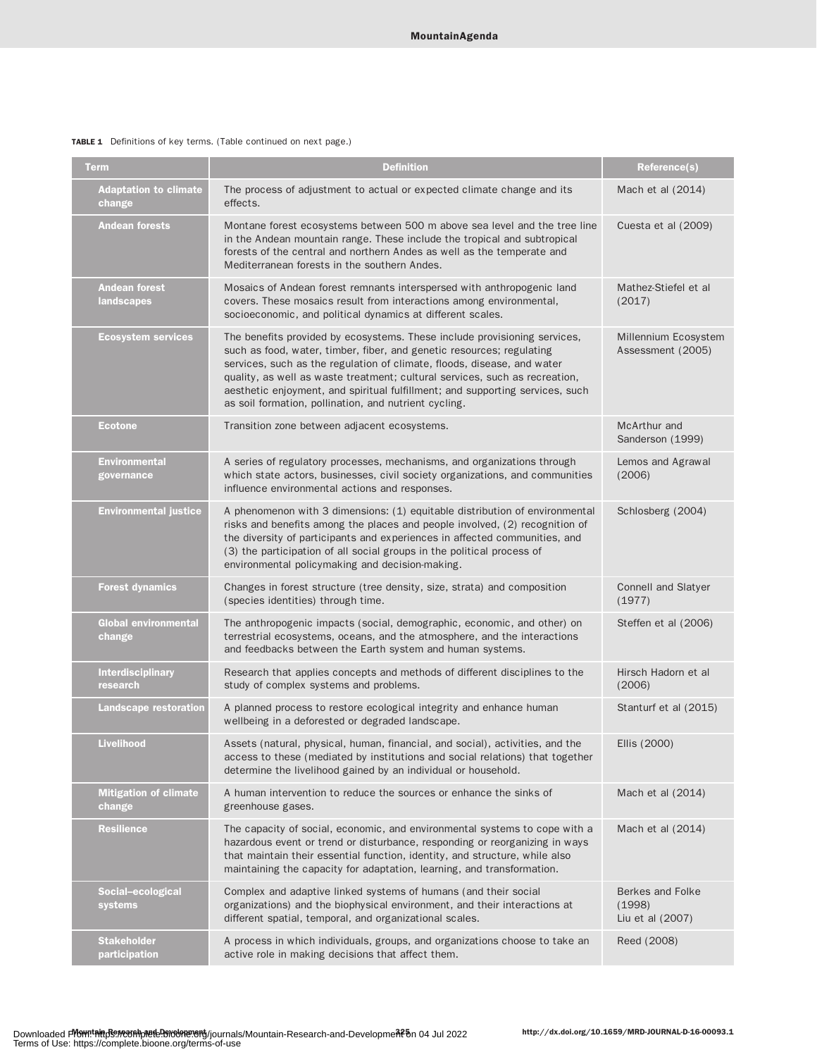**TABLE 1** Definitions of key terms. (Table continued on next page.)

| Term | Definition | Reference(s) |
| --- | --- | --- |
| **Adaptation to climate change** | The process of adjustment to actual or expected climate change and its effects. | Mach et al (2014) |
| **Andean forests** | Montane forest ecosystems between 500 m above sea level and the tree line in the Andean mountain range. These include the tropical and subtropical forests of the central and northern Andes as well as the temperate and Mediterranean forests in the southern Andes. | Cuesta et al (2009) |
| **Andean forest landscapes** | Mosaics of Andean forest remnants interspersed with anthropogenic land covers. These mosaics result from interactions among environmental, socioeconomic, and political dynamics at different scales. | Mathez-Stiefel et al (2017) |
| **Ecosystem services** | The benefits provided by ecosystems. These include provisioning services, such as food, water, timber, fiber, and genetic resources; regulating services, such as the regulation of climate, floods, disease, and water quality, as well as waste treatment; cultural services, such as recreation, aesthetic enjoyment, and spiritual fulfillment; and supporting services, such as soil formation, pollination, and nutrient cycling. | Millennium Ecosystem Assessment (2005) |
| **Ecotone** | Transition zone between adjacent ecosystems. | McArthur and Sanderson (1999) |
| **Environmental governance** | A series of regulatory processes, mechanisms, and organizations through which state actors, businesses, civil society organizations, and communities influence environmental actions and responses. | Lemos and Agrawal (2006) |
| **Environmental justice** | A phenomenon with 3 dimensions: (1) equitable distribution of environmental risks and benefits among the places and people involved, (2) recognition of the diversity of participants and experiences in affected communities, and (3) the participation of all social groups in the political process of environmental policymaking and decision-making. | Schlosberg (2004) |
| **Forest dynamics** | Changes in forest structure (tree density, size, strata) and composition (species identities) through time. | Connell and Slatyer (1977) |
| **Global environmental change** | The anthropogenic impacts (social, demographic, economic, and other) on terrestrial ecosystems, oceans, and the atmosphere, and the interactions and feedbacks between the Earth system and human systems. | Steffen et al (2006) |
| **Interdisciplinary research** | Research that applies concepts and methods of different disciplines to the study of complex systems and problems. | Hirsch Hadorn et al (2006) |
| **Landscape restoration** | A planned process to restore ecological integrity and enhance human wellbeing in a deforested or degraded landscape. | Stanturf et al (2015) |
| **Livelihood** | Assets (natural, physical, human, financial, and social), activities, and the access to these (mediated by institutions and social relations) that together determine the livelihood gained by an individual or household. | Ellis (2000) |
| **Mitigation of climate change** | A human intervention to reduce the sources or enhance the sinks of greenhouse gases. | Mach et al (2014) |
| **Resilience** | The capacity of social, economic, and environmental systems to cope with a hazardous event or trend or disturbance, responding or reorganizing in ways that maintain their essential function, identity, and structure, while also maintaining the capacity for adaptation, learning, and transformation. | Mach et al (2014) |
| **Social–ecological systems** | Complex and adaptive linked systems of humans (and their social organizations) and the biophysical environment, and their interactions at different spatial, temporal, and organizational scales. | Berkes and Folke (1998) Liu et al (2007) |
| **Stakeholder participation** | A process in which individuals, groups, and organizations choose to take an active role in making decisions that affect them. | Reed (2008) |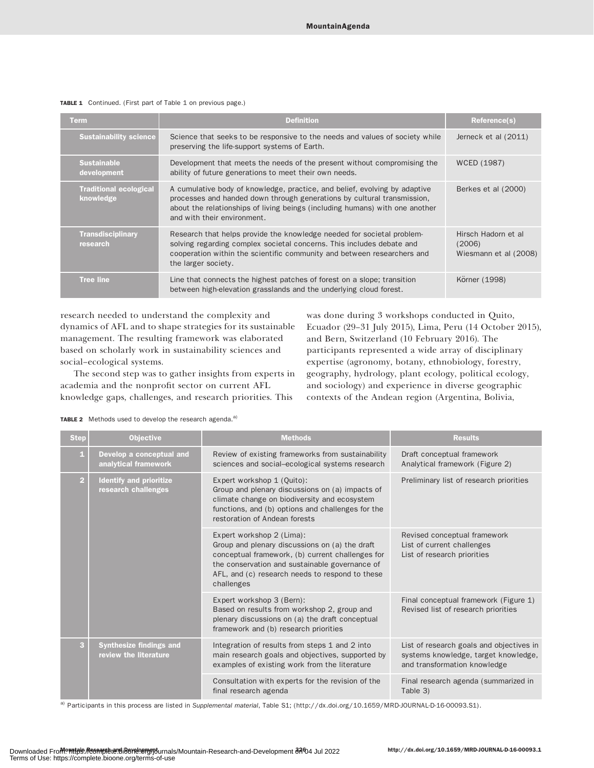**TABLE 1** Continued. (First part of Table 1 on previous page.)

| Term | Definition | Reference(s) |
|---|---|---|
| Sustainability science | Science that seeks to be responsive to the needs and values of society while preserving the life-support systems of Earth. | Jerneck et al (2011) |
| Sustainable development | Development that meets the needs of the present without compromising the ability of future generations to meet their own needs. | WCED (1987) |
| Traditional ecological knowledge | A cumulative body of knowledge, practice, and belief, evolving by adaptive processes and handed down through generations by cultural transmission, about the relationships of living beings (including humans) with one another and with their environment. | Berkes et al (2000) |
| Transdisciplinary research | Research that helps provide the knowledge needed for societal problem-solving regarding complex societal concerns. This includes debate and cooperation within the scientific community and between researchers and the larger society. | Hirsch Hadorn et al (2006) Wiesmann et al (2008) |
| Tree line | Line that connects the highest patches of forest on a slope; transition between high-elevation grasslands and the underlying cloud forest. | Körner (1998) |

research needed to understand the complexity and dynamics of AFL and to shape strategies for its sustainable management. The resulting framework was elaborated based on scholarly work in sustainability sciences and social–ecological systems.

The second step was to gather insights from experts in academia and the nonprofit sector on current AFL knowledge gaps, challenges, and research priorities. This was done during 3 workshops conducted in Quito, Ecuador (29–31 July 2015), Lima, Peru (14 October 2015), and Bern, Switzerland (10 February 2016). The participants represented a wide array of disciplinary expertise (agronomy, botany, ethnobiology, forestry, geography, hydrology, plant ecology, political ecology, and sociology) and experience in diverse geographic contexts of the Andean region (Argentina, Bolivia,

**TABLE 2** Methods used to develop the research agenda.[a]

| Step | Objective | Methods | Results |
|---|---|---|---|
| 1 | Develop a conceptual and analytical framework | Review of existing frameworks from sustainability sciences and social–ecological systems research | Draft conceptual framework Analytical framework (Figure 2) |
| 2 | Identify and prioritize research challenges | Expert workshop 1 (Quito): Group and plenary discussions on (a) impacts of climate change on biodiversity and ecosystem functions, and (b) options and challenges for the restoration of Andean forests | Preliminary list of research priorities |
| | | Expert workshop 2 (Lima): Group and plenary discussions on (a) the draft conceptual framework, (b) current challenges for the conservation and sustainable governance of AFL, and (c) research needs to respond to these challenges | Revised conceptual framework List of current challenges List of research priorities |
| | | Expert workshop 3 (Bern): Based on results from workshop 2, group and plenary discussions on (a) the draft conceptual framework and (b) research priorities | Final conceptual framework (Figure 1) Revised list of research priorities |
| 3 | Synthesize findings and review the literature | Integration of results from steps 1 and 2 into main research goals and objectives, supported by examples of existing work from the literature | List of research goals and objectives in systems knowledge, target knowledge, and transformation knowledge |
| | | Consultation with experts for the revision of the final research agenda | Final research agenda (summarized in Table 3) |

[a] Participants in this process are listed in *Supplemental material*, Table S1; (http://dx.doi.org/10.1659/MRD-JOURNAL-D-16-00093.S1).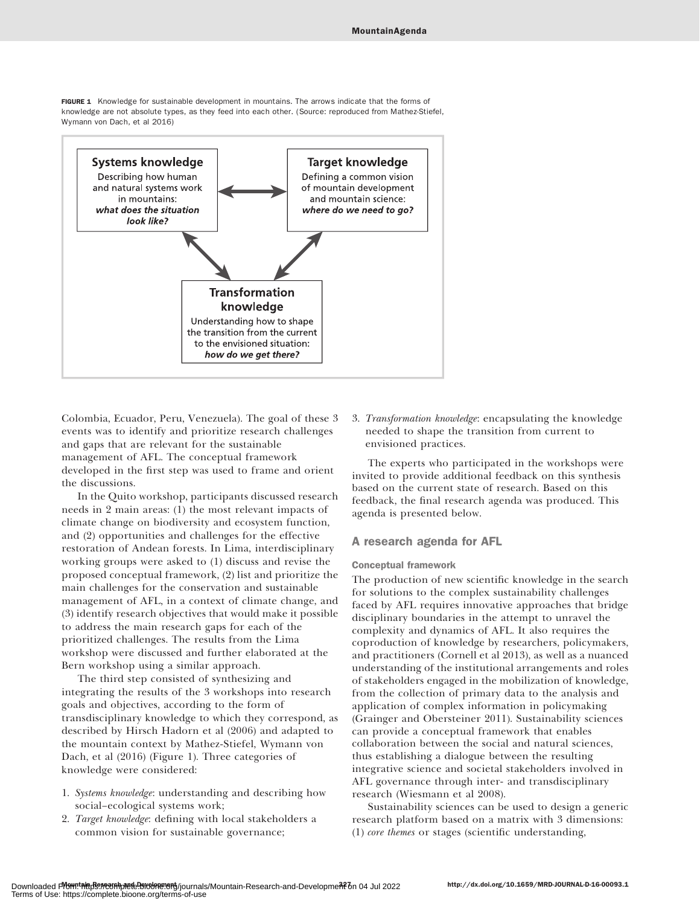**FIGURE 1** Knowledge for sustainable development in mountains. The arrows indicate that the forms of knowledge are not absolute types, as they feed into each other. (Source: reproduced from Mathez-Stiefel, Wymann von Dach, et al 2016)

**Systems knowledge**
Describing how human and natural systems work in mountains:
***what does the situation look like?***

**Target knowledge**
Defining a common vision of mountain development and mountain science:
***where do we need to go?***

**Transformation knowledge**
Understanding how to shape the transition from the current to the envisioned situation:
***how do we get there?***

Colombia, Ecuador, Peru, Venezuela). The goal of these 3 events was to identify and prioritize research challenges and gaps that are relevant for the sustainable management of AFL. The conceptual framework developed in the first step was used to frame and orient the discussions.

In the Quito workshop, participants discussed research needs in 2 main areas: (1) the most relevant impacts of climate change on biodiversity and ecosystem function, and (2) opportunities and challenges for the effective restoration of Andean forests. In Lima, interdisciplinary working groups were asked to (1) discuss and revise the proposed conceptual framework, (2) list and prioritize the main challenges for the conservation and sustainable management of AFL, in a context of climate change, and (3) identify research objectives that would make it possible to address the main research gaps for each of the prioritized challenges. The results from the Lima workshop were discussed and further elaborated at the Bern workshop using a similar approach.

The third step consisted of synthesizing and integrating the results of the 3 workshops into research goals and objectives, according to the form of transdisciplinary knowledge to which they correspond, as described by Hirsch Hadorn et al (2006) and adapted to the mountain context by Mathez-Stiefel, Wymann von Dach, et al (2016) (Figure 1). Three categories of knowledge were considered:

1. *Systems knowledge*: understanding and describing how social–ecological systems work;
2. *Target knowledge*: defining with local stakeholders a common vision for sustainable governance;
3. *Transformation knowledge*: encapsulating the knowledge needed to shape the transition from current to envisioned practices.

The experts who participated in the workshops were invited to provide additional feedback on this synthesis based on the current state of research. Based on this feedback, the final research agenda was produced. This agenda is presented below.

## A research agenda for AFL

### Conceptual framework

The production of new scientific knowledge in the search for solutions to the complex sustainability challenges faced by AFL requires innovative approaches that bridge disciplinary boundaries in the attempt to unravel the complexity and dynamics of AFL. It also requires the coproduction of knowledge by researchers, policymakers, and practitioners (Cornell et al 2013), as well as a nuanced understanding of the institutional arrangements and roles of stakeholders engaged in the mobilization of knowledge, from the collection of primary data to the analysis and application of complex information in policymaking (Grainger and Obersteiner 2011). Sustainability sciences can provide a conceptual framework that enables collaboration between the social and natural sciences, thus establishing a dialogue between the resulting integrative science and societal stakeholders involved in AFL governance through inter- and transdisciplinary research (Wiesmann et al 2008).

Sustainability sciences can be used to design a generic research platform based on a matrix with 3 dimensions: (1) *core themes* or stages (scientific understanding,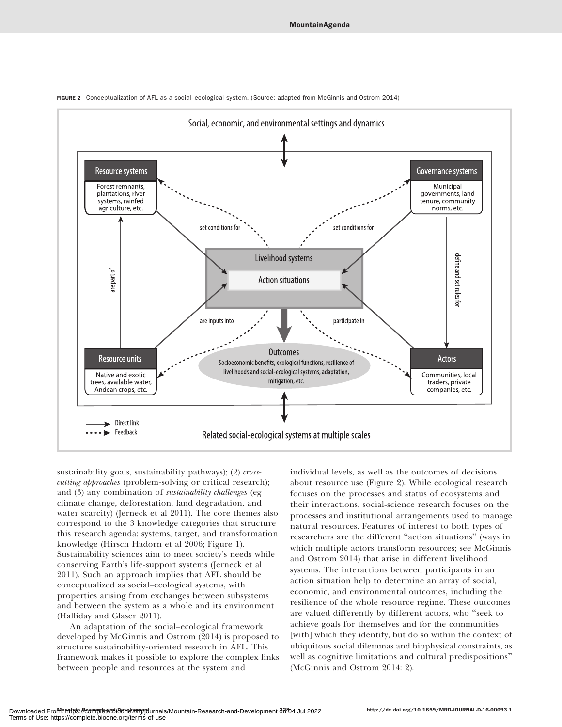FIGURE 2 Conceptualization of AFL as a social–ecological system. (Source: adapted from McGinnis and Ostrom 2014)

sustainability goals, sustainability pathways); (2) *cross-cutting approaches* (problem-solving or critical research); and (3) any combination of *sustainability challenges* (eg climate change, deforestation, land degradation, and water scarcity) (Jerneck et al 2011). The core themes also correspond to the 3 knowledge categories that structure this research agenda: systems, target, and transformation knowledge (Hirsch Hadorn et al 2006; Figure 1). Sustainability sciences aim to meet society's needs while conserving Earth's life-support systems (Jerneck et al 2011). Such an approach implies that AFL should be conceptualized as social–ecological systems, with properties arising from exchanges between subsystems and between the system as a whole and its environment (Halliday and Glaser 2011).

An adaptation of the social–ecological framework developed by McGinnis and Ostrom (2014) is proposed to structure sustainability-oriented research in AFL. This framework makes it possible to explore the complex links between people and resources at the system and individual levels, as well as the outcomes of decisions about resource use (Figure 2). While ecological research focuses on the processes and status of ecosystems and their interactions, social-science research focuses on the processes and institutional arrangements used to manage natural resources. Features of interest to both types of researchers are the different "action situations" (ways in which multiple actors transform resources; see McGinnis and Ostrom 2014) that arise in different livelihood systems. The interactions between participants in an action situation help to determine an array of social, economic, and environmental outcomes, including the resilience of the whole resource regime. These outcomes are valued differently by different actors, who "seek to achieve goals for themselves and for the communities [with] which they identify, but do so within the context of ubiquitous social dilemmas and biophysical constraints, as well as cognitive limitations and cultural predispositions" (McGinnis and Ostrom 2014: 2).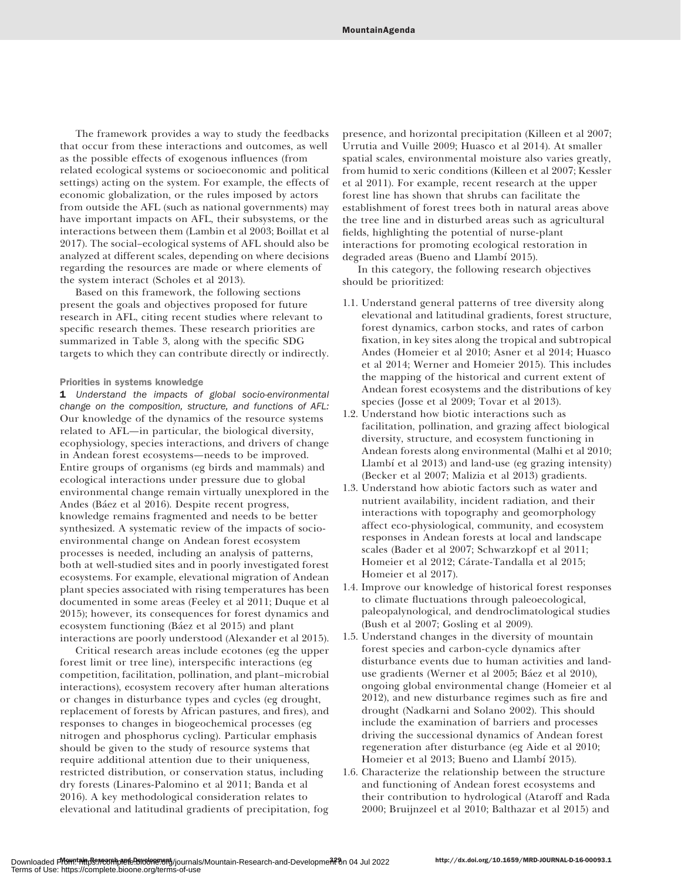The framework provides a way to study the feedbacks that occur from these interactions and outcomes, as well as the possible effects of exogenous influences (from related ecological systems or socioeconomic and political settings) acting on the system. For example, the effects of economic globalization, or the rules imposed by actors from outside the AFL (such as national governments) may have important impacts on AFL, their subsystems, or the interactions between them (Lambin et al 2003; Boillat et al 2017). The social–ecological systems of AFL should also be analyzed at different scales, depending on where decisions regarding the resources are made or where elements of the system interact (Scholes et al 2013).

Based on this framework, the following sections present the goals and objectives proposed for future research in AFL, citing recent studies where relevant to specific research themes. These research priorities are summarized in Table 3, along with the specific SDG targets to which they can contribute directly or indirectly.

### Priorities in systems knowledge

**1** *Understand the impacts of global socio-environmental change on the composition, structure, and functions of AFL:* Our knowledge of the dynamics of the resource systems related to AFL—in particular, the biological diversity, ecophysiology, species interactions, and drivers of change in Andean forest ecosystems—needs to be improved. Entire groups of organisms (eg birds and mammals) and ecological interactions under pressure due to global environmental change remain virtually unexplored in the Andes (Báez et al 2016). Despite recent progress, knowledge remains fragmented and needs to be better synthesized. A systematic review of the impacts of socio-environmental change on Andean forest ecosystem processes is needed, including an analysis of patterns, both at well-studied sites and in poorly investigated forest ecosystems. For example, elevational migration of Andean plant species associated with rising temperatures has been documented in some areas (Feeley et al 2011; Duque et al 2015); however, its consequences for forest dynamics and ecosystem functioning (Báez et al 2015) and plant interactions are poorly understood (Alexander et al 2015).

Critical research areas include ecotones (eg the upper forest limit or tree line), interspecific interactions (eg competition, facilitation, pollination, and plant–microbial interactions), ecosystem recovery after human alterations or changes in disturbance types and cycles (eg drought, replacement of forests by African pastures, and fires), and responses to changes in biogeochemical processes (eg nitrogen and phosphorus cycling). Particular emphasis should be given to the study of resource systems that require additional attention due to their uniqueness, restricted distribution, or conservation status, including dry forests (Linares-Palomino et al 2011; Banda et al 2016). A key methodological consideration relates to elevational and latitudinal gradients of precipitation, fog presence, and horizontal precipitation (Killeen et al 2007; Urrutia and Vuille 2009; Huasco et al 2014). At smaller spatial scales, environmental moisture also varies greatly, from humid to xeric conditions (Killeen et al 2007; Kessler et al 2011). For example, recent research at the upper forest line has shown that shrubs can facilitate the establishment of forest trees both in natural areas above the tree line and in disturbed areas such as agricultural fields, highlighting the potential of nurse-plant interactions for promoting ecological restoration in degraded areas (Bueno and Llambí 2015).

In this category, the following research objectives should be prioritized:

1.1. Understand general patterns of tree diversity along elevational and latitudinal gradients, forest structure, forest dynamics, carbon stocks, and rates of carbon fixation, in key sites along the tropical and subtropical Andes (Homeier et al 2010; Asner et al 2014; Huasco et al 2014; Werner and Homeier 2015). This includes the mapping of the historical and current extent of Andean forest ecosystems and the distributions of key species (Josse et al 2009; Tovar et al 2013).

1.2. Understand how biotic interactions such as facilitation, pollination, and grazing affect biological diversity, structure, and ecosystem functioning in Andean forests along environmental (Malhi et al 2010; Llambí et al 2013) and land-use (eg grazing intensity) (Becker et al 2007; Malizia et al 2013) gradients.

1.3. Understand how abiotic factors such as water and nutrient availability, incident radiation, and their interactions with topography and geomorphology affect eco-physiological, community, and ecosystem responses in Andean forests at local and landscape scales (Bader et al 2007; Schwarzkopf et al 2011; Homeier et al 2012; Cárate-Tandalla et al 2015; Homeier et al 2017).

1.4. Improve our knowledge of historical forest responses to climate fluctuations through paleoecological, paleopalynological, and dendroclimatological studies (Bush et al 2007; Gosling et al 2009).

1.5. Understand changes in the diversity of mountain forest species and carbon-cycle dynamics after disturbance events due to human activities and land-use gradients (Werner et al 2005; Báez et al 2010), ongoing global environmental change (Homeier et al 2012), and new disturbance regimes such as fire and drought (Nadkarni and Solano 2002). This should include the examination of barriers and processes driving the successional dynamics of Andean forest regeneration after disturbance (eg Aide et al 2010; Homeier et al 2013; Bueno and Llambí 2015).

1.6. Characterize the relationship between the structure and functioning of Andean forest ecosystems and their contribution to hydrological (Ataroff and Rada 2000; Bruijnzeel et al 2010; Balthazar et al 2015) and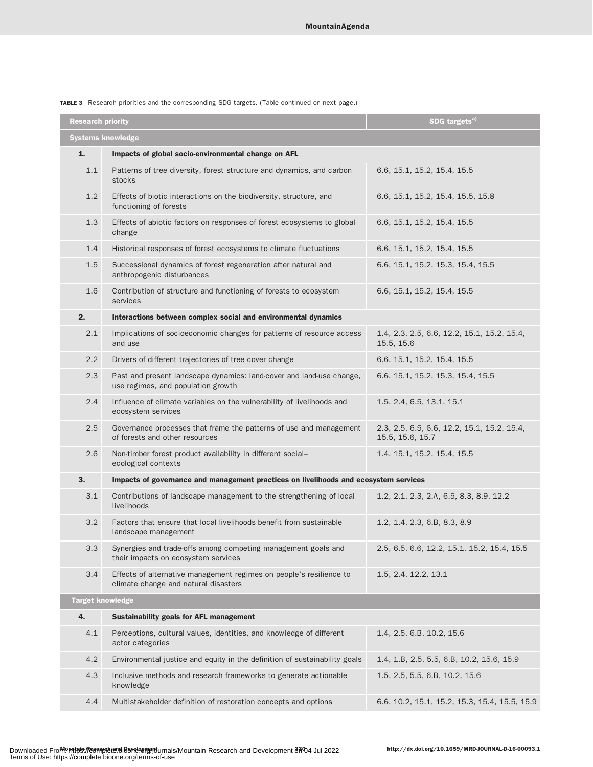**TABLE 3** Research priorities and the corresponding SDG targets. (Table continued on next page.)

| Research priority | | SDG targets[a)] |
|---|---|---|
| **Systems knowledge** | | |
| **1.** | **Impacts of global socio-environmental change on AFL** | |
| 1.1 | Patterns of tree diversity, forest structure and dynamics, and carbon stocks | 6.6, 15.1, 15.2, 15.4, 15.5 |
| 1.2 | Effects of biotic interactions on the biodiversity, structure, and functioning of forests | 6.6, 15.1, 15.2, 15.4, 15.5, 15.8 |
| 1.3 | Effects of abiotic factors on responses of forest ecosystems to global change | 6.6, 15.1, 15.2, 15.4, 15.5 |
| 1.4 | Historical responses of forest ecosystems to climate fluctuations | 6.6, 15.1, 15.2, 15.4, 15.5 |
| 1.5 | Successional dynamics of forest regeneration after natural and anthropogenic disturbances | 6.6, 15.1, 15.2, 15.3, 15.4, 15.5 |
| 1.6 | Contribution of structure and functioning of forests to ecosystem services | 6.6, 15.1, 15.2, 15.4, 15.5 |
| **2.** | **Interactions between complex social and environmental dynamics** | |
| 2.1 | Implications of socioeconomic changes for patterns of resource access and use | 1.4, 2.3, 2.5, 6.6, 12.2, 15.1, 15.2, 15.4, 15.5, 15.6 |
| 2.2 | Drivers of different trajectories of tree cover change | 6.6, 15.1, 15.2, 15.4, 15.5 |
| 2.3 | Past and present landscape dynamics: land-cover and land-use change, use regimes, and population growth | 6.6, 15.1, 15.2, 15.3, 15.4, 15.5 |
| 2.4 | Influence of climate variables on the vulnerability of livelihoods and ecosystem services | 1.5, 2.4, 6.5, 13.1, 15.1 |
| 2.5 | Governance processes that frame the patterns of use and management of forests and other resources | 2.3, 2.5, 6.5, 6.6, 12.2, 15.1, 15.2, 15.4, 15.5, 15.6, 15.7 |
| 2.6 | Non-timber forest product availability in different social–ecological contexts | 1.4, 15.1, 15.2, 15.4, 15.5 |
| **3.** | **Impacts of governance and management practices on livelihoods and ecosystem services** | |
| 3.1 | Contributions of landscape management to the strengthening of local livelihoods | 1.2, 2.1, 2.3, 2.A, 6.5, 8.3, 8.9, 12.2 |
| 3.2 | Factors that ensure that local livelihoods benefit from sustainable landscape management | 1.2, 1.4, 2.3, 6.B, 8.3, 8.9 |
| 3.3 | Synergies and trade-offs among competing management goals and their impacts on ecosystem services | 2.5, 6.5, 6.6, 12.2, 15.1, 15.2, 15.4, 15.5 |
| 3.4 | Effects of alternative management regimes on people's resilience to climate change and natural disasters | 1.5, 2.4, 12.2, 13.1 |
| **Target knowledge** | | |
| **4.** | **Sustainability goals for AFL management** | |
| 4.1 | Perceptions, cultural values, identities, and knowledge of different actor categories | 1.4, 2.5, 6.B, 10.2, 15.6 |
| 4.2 | Environmental justice and equity in the definition of sustainability goals | 1.4, 1.B, 2.5, 5.5, 6.B, 10.2, 15.6, 15.9 |
| 4.3 | Inclusive methods and research frameworks to generate actionable knowledge | 1.5, 2.5, 5.5, 6.B, 10.2, 15.6 |
| 4.4 | Multistakeholder definition of restoration concepts and options | 6.6, 10.2, 15.1, 15.2, 15.3, 15.4, 15.5, 15.9 |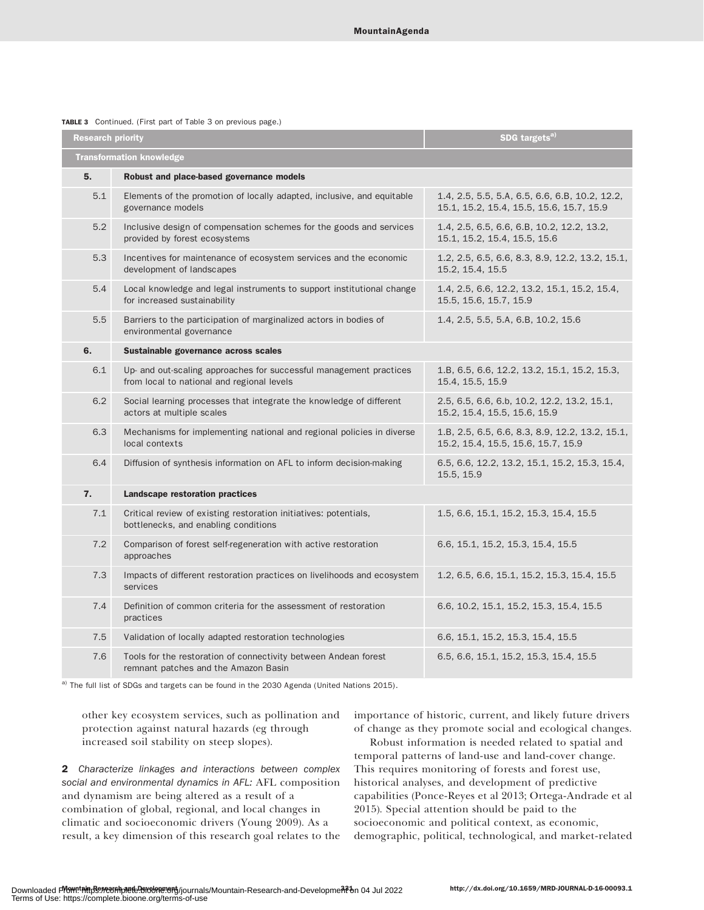**TABLE 3** Continued. (First part of Table 3 on previous page.)

| Research priority | | SDG targets[a)] |
|---|---|---|
| **Transformation knowledge** | | |
| **5.** | **Robust and place-based governance models** | |
| 5.1 | Elements of the promotion of locally adapted, inclusive, and equitable governance models | 1.4, 2.5, 5.5, 5.A, 6.5, 6.6, 6.B, 10.2, 12.2, 15.1, 15.2, 15.4, 15.5, 15.6, 15.7, 15.9 |
| 5.2 | Inclusive design of compensation schemes for the goods and services provided by forest ecosystems | 1.4, 2.5, 6.5, 6.6, 6.B, 10.2, 12.2, 13.2, 15.1, 15.2, 15.4, 15.5, 15.6 |
| 5.3 | Incentives for maintenance of ecosystem services and the economic development of landscapes | 1.2, 2.5, 6.5, 6.6, 8.3, 8.9, 12.2, 13.2, 15.1, 15.2, 15.4, 15.5 |
| 5.4 | Local knowledge and legal instruments to support institutional change for increased sustainability | 1.4, 2.5, 6.6, 12.2, 13.2, 15.1, 15.2, 15.4, 15.5, 15.6, 15.7, 15.9 |
| 5.5 | Barriers to the participation of marginalized actors in bodies of environmental governance | 1.4, 2.5, 5.5, 5.A, 6.B, 10.2, 15.6 |
| **6.** | **Sustainable governance across scales** | |
| 6.1 | Up- and out-scaling approaches for successful management practices from local to national and regional levels | 1.B, 6.5, 6.6, 12.2, 13.2, 15.1, 15.2, 15.3, 15.4, 15.5, 15.9 |
| 6.2 | Social learning processes that integrate the knowledge of different actors at multiple scales | 2.5, 6.5, 6.6, 6.b, 10.2, 12.2, 13.2, 15.1, 15.2, 15.4, 15.5, 15.6, 15.9 |
| 6.3 | Mechanisms for implementing national and regional policies in diverse local contexts | 1.B, 2.5, 6.5, 6.6, 8.3, 8.9, 12.2, 13.2, 15.1, 15.2, 15.4, 15.5, 15.6, 15.7, 15.9 |
| 6.4 | Diffusion of synthesis information on AFL to inform decision-making | 6.5, 6.6, 12.2, 13.2, 15.1, 15.2, 15.3, 15.4, 15.5, 15.9 |
| **7.** | **Landscape restoration practices** | |
| 7.1 | Critical review of existing restoration initiatives: potentials, bottlenecks, and enabling conditions | 1.5, 6.6, 15.1, 15.2, 15.3, 15.4, 15.5 |
| 7.2 | Comparison of forest self-regeneration with active restoration approaches | 6.6, 15.1, 15.2, 15.3, 15.4, 15.5 |
| 7.3 | Impacts of different restoration practices on livelihoods and ecosystem services | 1.2, 6.5, 6.6, 15.1, 15.2, 15.3, 15.4, 15.5 |
| 7.4 | Definition of common criteria for the assessment of restoration practices | 6.6, 10.2, 15.1, 15.2, 15.3, 15.4, 15.5 |
| 7.5 | Validation of locally adapted restoration technologies | 6.6, 15.1, 15.2, 15.3, 15.4, 15.5 |
| 7.6 | Tools for the restoration of connectivity between Andean forest remnant patches and the Amazon Basin | 6.5, 6.6, 15.1, 15.2, 15.3, 15.4, 15.5 |

[a)] The full list of SDGs and targets can be found in the 2030 Agenda (United Nations 2015).

other key ecosystem services, such as pollination and protection against natural hazards (eg through increased soil stability on steep slopes).

**2** *Characterize linkages and interactions between complex social and environmental dynamics in AFL:* AFL composition and dynamism are being altered as a result of a combination of global, regional, and local changes in climatic and socioeconomic drivers (Young 2009). As a result, a key dimension of this research goal relates to the importance of historic, current, and likely future drivers of change as they promote social and ecological changes.

Robust information is needed related to spatial and temporal patterns of land-use and land-cover change. This requires monitoring of forests and forest use, historical analyses, and development of predictive capabilities (Ponce-Reyes et al 2013; Ortega-Andrade et al 2015). Special attention should be paid to the socioeconomic and political context, as economic, demographic, political, technological, and market-related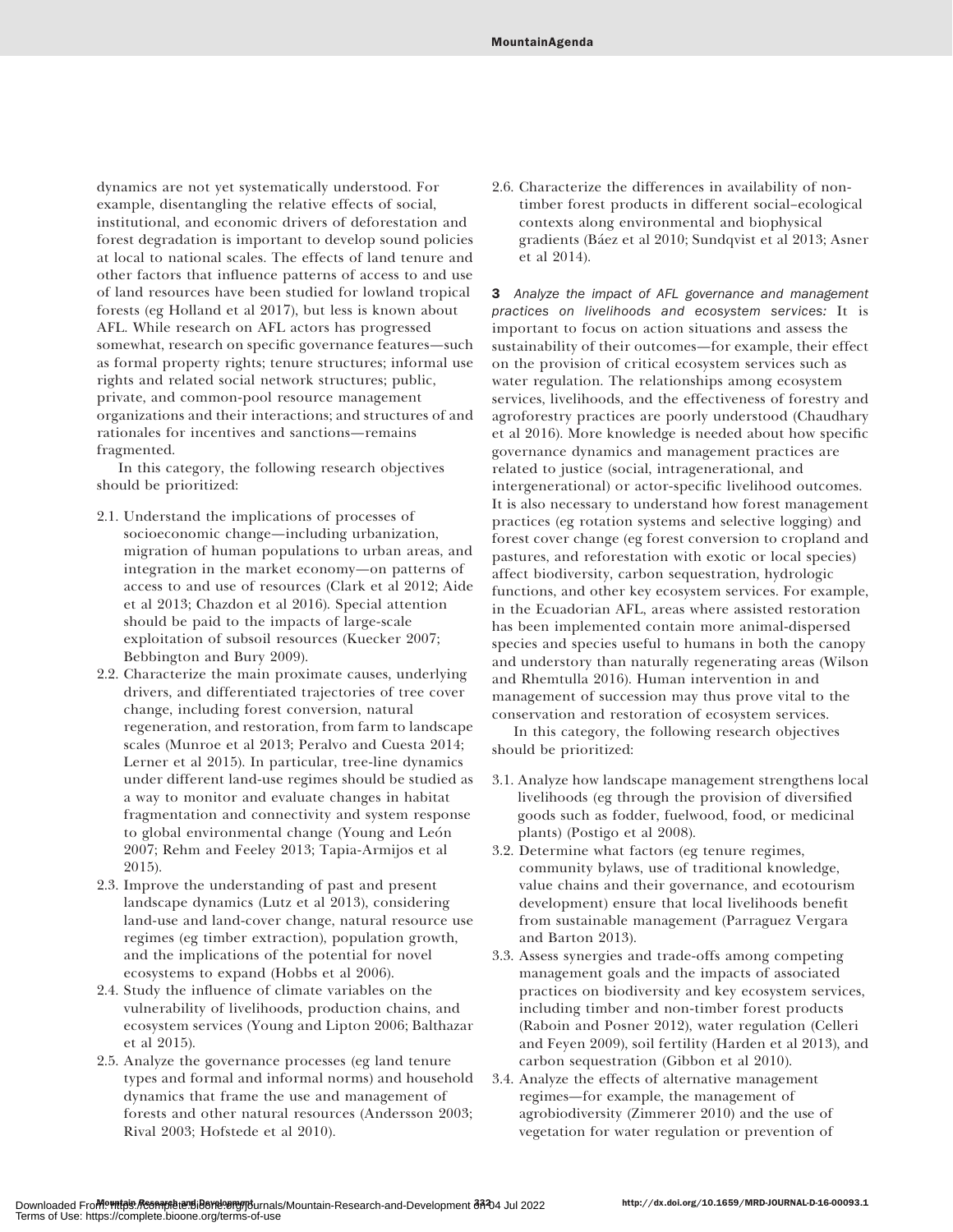dynamics are not yet systematically understood. For example, disentangling the relative effects of social, institutional, and economic drivers of deforestation and forest degradation is important to develop sound policies at local to national scales. The effects of land tenure and other factors that influence patterns of access to and use of land resources have been studied for lowland tropical forests (eg Holland et al 2017), but less is known about AFL. While research on AFL actors has progressed somewhat, research on specific governance features—such as formal property rights; tenure structures; informal use rights and related social network structures; public, private, and common-pool resource management organizations and their interactions; and structures of and rationales for incentives and sanctions—remains fragmented.

In this category, the following research objectives should be prioritized:

- 2.1. Understand the implications of processes of socioeconomic change—including urbanization, migration of human populations to urban areas, and integration in the market economy—on patterns of access to and use of resources (Clark et al 2012; Aide et al 2013; Chazdon et al 2016). Special attention should be paid to the impacts of large-scale exploitation of subsoil resources (Kuecker 2007; Bebbington and Bury 2009).
- 2.2. Characterize the main proximate causes, underlying drivers, and differentiated trajectories of tree cover change, including forest conversion, natural regeneration, and restoration, from farm to landscape scales (Munroe et al 2013; Peralvo and Cuesta 2014; Lerner et al 2015). In particular, tree-line dynamics under different land-use regimes should be studied as a way to monitor and evaluate changes in habitat fragmentation and connectivity and system response to global environmental change (Young and León 2007; Rehm and Feeley 2013; Tapia-Armijos et al 2015).
- 2.3. Improve the understanding of past and present landscape dynamics (Lutz et al 2013), considering land-use and land-cover change, natural resource use regimes (eg timber extraction), population growth, and the implications of the potential for novel ecosystems to expand (Hobbs et al 2006).
- 2.4. Study the influence of climate variables on the vulnerability of livelihoods, production chains, and ecosystem services (Young and Lipton 2006; Balthazar et al 2015).
- 2.5. Analyze the governance processes (eg land tenure types and formal and informal norms) and household dynamics that frame the use and management of forests and other natural resources (Andersson 2003; Rival 2003; Hofstede et al 2010).
- 2.6. Characterize the differences in availability of non-timber forest products in different social–ecological contexts along environmental and biophysical gradients (Báez et al 2010; Sundqvist et al 2013; Asner et al 2014).

**3** *Analyze the impact of AFL governance and management practices on livelihoods and ecosystem services:* It is important to focus on action situations and assess the sustainability of their outcomes—for example, their effect on the provision of critical ecosystem services such as water regulation. The relationships among ecosystem services, livelihoods, and the effectiveness of forestry and agroforestry practices are poorly understood (Chaudhary et al 2016). More knowledge is needed about how specific governance dynamics and management practices are related to justice (social, intragenerational, and intergenerational) or actor-specific livelihood outcomes. It is also necessary to understand how forest management practices (eg rotation systems and selective logging) and forest cover change (eg forest conversion to cropland and pastures, and reforestation with exotic or local species) affect biodiversity, carbon sequestration, hydrologic functions, and other key ecosystem services. For example, in the Ecuadorian AFL, areas where assisted restoration has been implemented contain more animal-dispersed species and species useful to humans in both the canopy and understory than naturally regenerating areas (Wilson and Rhemtulla 2016). Human intervention in and management of succession may thus prove vital to the conservation and restoration of ecosystem services.

In this category, the following research objectives should be prioritized:

- 3.1. Analyze how landscape management strengthens local livelihoods (eg through the provision of diversified goods such as fodder, fuelwood, food, or medicinal plants) (Postigo et al 2008).
- 3.2. Determine what factors (eg tenure regimes, community bylaws, use of traditional knowledge, value chains and their governance, and ecotourism development) ensure that local livelihoods benefit from sustainable management (Parraguez Vergara and Barton 2013).
- 3.3. Assess synergies and trade-offs among competing management goals and the impacts of associated practices on biodiversity and key ecosystem services, including timber and non-timber forest products (Raboin and Posner 2012), water regulation (Celleri and Feyen 2009), soil fertility (Harden et al 2013), and carbon sequestration (Gibbon et al 2010).
- 3.4. Analyze the effects of alternative management regimes—for example, the management of agrobiodiversity (Zimmerer 2010) and the use of vegetation for water regulation or prevention of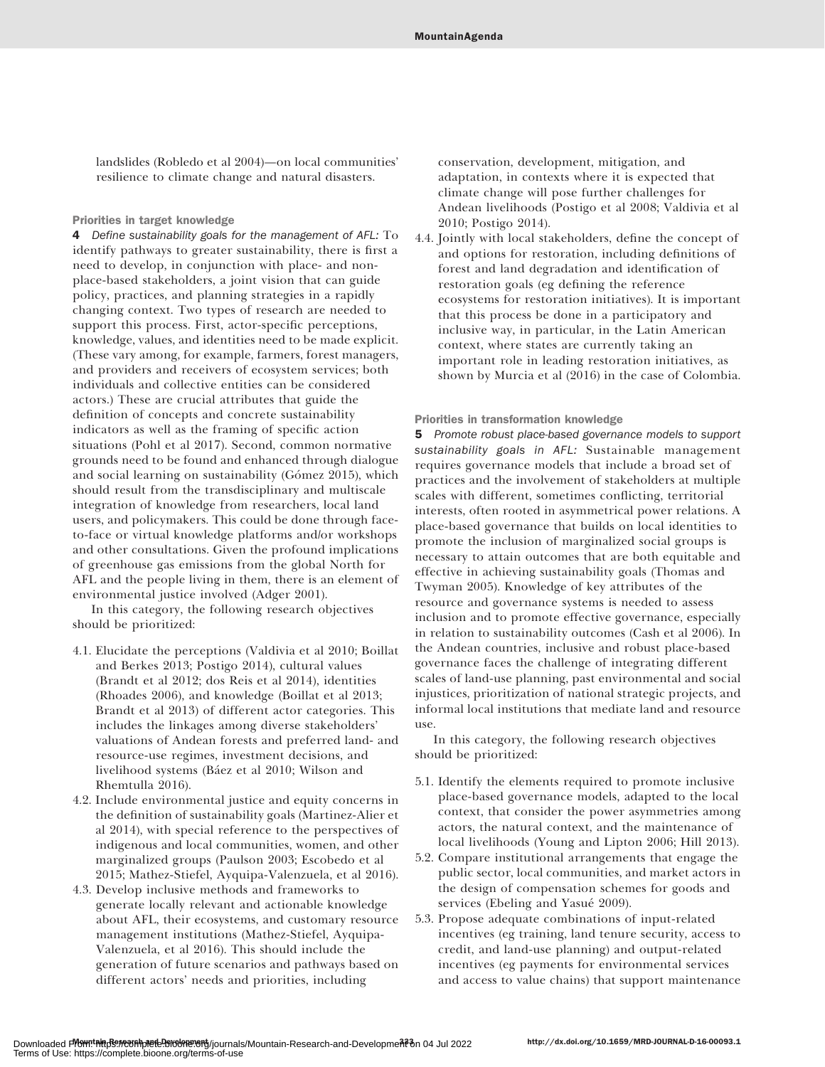landslides (Robledo et al 2004)—on local communities' resilience to climate change and natural disasters.

### Priorities in target knowledge

**4** *Define sustainability goals for the management of AFL:* To identify pathways to greater sustainability, there is first a need to develop, in conjunction with place- and non-place-based stakeholders, a joint vision that can guide policy, practices, and planning strategies in a rapidly changing context. Two types of research are needed to support this process. First, actor-specific perceptions, knowledge, values, and identities need to be made explicit. (These vary among, for example, farmers, forest managers, and providers and receivers of ecosystem services; both individuals and collective entities can be considered actors.) These are crucial attributes that guide the definition of concepts and concrete sustainability indicators as well as the framing of specific action situations (Pohl et al 2017). Second, common normative grounds need to be found and enhanced through dialogue and social learning on sustainability (Gómez 2015), which should result from the transdisciplinary and multiscale integration of knowledge from researchers, local land users, and policymakers. This could be done through face-to-face or virtual knowledge platforms and/or workshops and other consultations. Given the profound implications of greenhouse gas emissions from the global North for AFL and the people living in them, there is an element of environmental justice involved (Adger 2001).

In this category, the following research objectives should be prioritized:

4.1. Elucidate the perceptions (Valdivia et al 2010; Boillat and Berkes 2013; Postigo 2014), cultural values (Brandt et al 2012; dos Reis et al 2014), identities (Rhoades 2006), and knowledge (Boillat et al 2013; Brandt et al 2013) of different actor categories. This includes the linkages among diverse stakeholders' valuations of Andean forests and preferred land- and resource-use regimes, investment decisions, and livelihood systems (Báez et al 2010; Wilson and Rhemtulla 2016).

4.2. Include environmental justice and equity concerns in the definition of sustainability goals (Martinez-Alier et al 2014), with special reference to the perspectives of indigenous and local communities, women, and other marginalized groups (Paulson 2003; Escobedo et al 2015; Mathez-Stiefel, Ayquipa-Valenzuela, et al 2016).

4.3. Develop inclusive methods and frameworks to generate locally relevant and actionable knowledge about AFL, their ecosystems, and customary resource management institutions (Mathez-Stiefel, Ayquipa-Valenzuela, et al 2016). This should include the generation of future scenarios and pathways based on different actors' needs and priorities, including conservation, development, mitigation, and adaptation, in contexts where it is expected that climate change will pose further challenges for Andean livelihoods (Postigo et al 2008; Valdivia et al 2010; Postigo 2014).

4.4. Jointly with local stakeholders, define the concept of and options for restoration, including definitions of forest and land degradation and identification of restoration goals (eg defining the reference ecosystems for restoration initiatives). It is important that this process be done in a participatory and inclusive way, in particular, in the Latin American context, where states are currently taking an important role in leading restoration initiatives, as shown by Murcia et al (2016) in the case of Colombia.

### Priorities in transformation knowledge

**5** *Promote robust place-based governance models to support sustainability goals in AFL:* Sustainable management requires governance models that include a broad set of practices and the involvement of stakeholders at multiple scales with different, sometimes conflicting, territorial interests, often rooted in asymmetrical power relations. A place-based governance that builds on local identities to promote the inclusion of marginalized social groups is necessary to attain outcomes that are both equitable and effective in achieving sustainability goals (Thomas and Twyman 2005). Knowledge of key attributes of the resource and governance systems is needed to assess inclusion and to promote effective governance, especially in relation to sustainability outcomes (Cash et al 2006). In the Andean countries, inclusive and robust place-based governance faces the challenge of integrating different scales of land-use planning, past environmental and social injustices, prioritization of national strategic projects, and informal local institutions that mediate land and resource use.

In this category, the following research objectives should be prioritized:

5.1. Identify the elements required to promote inclusive place-based governance models, adapted to the local context, that consider the power asymmetries among actors, the natural context, and the maintenance of local livelihoods (Young and Lipton 2006; Hill 2013).

5.2. Compare institutional arrangements that engage the public sector, local communities, and market actors in the design of compensation schemes for goods and services (Ebeling and Yasué 2009).

5.3. Propose adequate combinations of input-related incentives (eg training, land tenure security, access to credit, and land-use planning) and output-related incentives (eg payments for environmental services and access to value chains) that support maintenance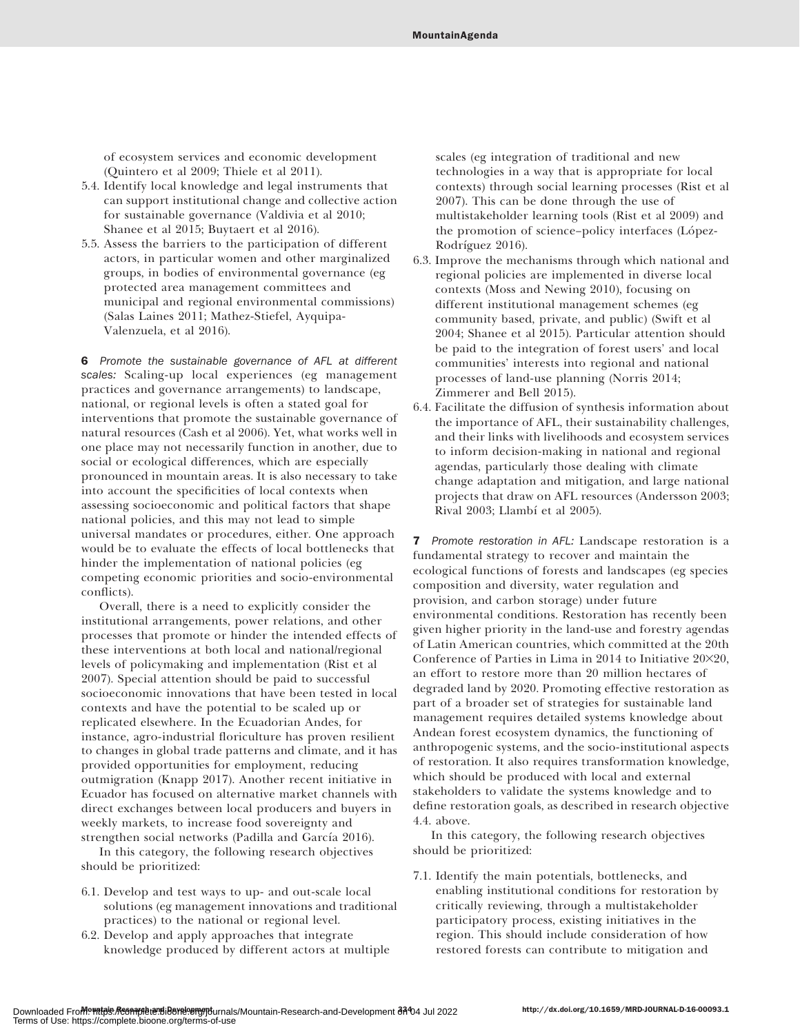of ecosystem services and economic development (Quintero et al 2009; Thiele et al 2011).

5.4. Identify local knowledge and legal instruments that can support institutional change and collective action for sustainable governance (Valdivia et al 2010; Shanee et al 2015; Buytaert et al 2016).

5.5. Assess the barriers to the participation of different actors, in particular women and other marginalized groups, in bodies of environmental governance (eg protected area management committees and municipal and regional environmental commissions) (Salas Laines 2011; Mathez-Stiefel, Ayquipa-Valenzuela, et al 2016).

**6** *Promote the sustainable governance of AFL at different scales:* Scaling-up local experiences (eg management practices and governance arrangements) to landscape, national, or regional levels is often a stated goal for interventions that promote the sustainable governance of natural resources (Cash et al 2006). Yet, what works well in one place may not necessarily function in another, due to social or ecological differences, which are especially pronounced in mountain areas. It is also necessary to take into account the specificities of local contexts when assessing socioeconomic and political factors that shape national policies, and this may not lead to simple universal mandates or procedures, either. One approach would be to evaluate the effects of local bottlenecks that hinder the implementation of national policies (eg competing economic priorities and socio-environmental conflicts).

Overall, there is a need to explicitly consider the institutional arrangements, power relations, and other processes that promote or hinder the intended effects of these interventions at both local and national/regional levels of policymaking and implementation (Rist et al 2007). Special attention should be paid to successful socioeconomic innovations that have been tested in local contexts and have the potential to be scaled up or replicated elsewhere. In the Ecuadorian Andes, for instance, agro-industrial floriculture has proven resilient to changes in global trade patterns and climate, and it has provided opportunities for employment, reducing outmigration (Knapp 2017). Another recent initiative in Ecuador has focused on alternative market channels with direct exchanges between local producers and buyers in weekly markets, to increase food sovereignty and strengthen social networks (Padilla and García 2016).

In this category, the following research objectives should be prioritized:

6.1. Develop and test ways to up- and out-scale local solutions (eg management innovations and traditional practices) to the national or regional level.

6.2. Develop and apply approaches that integrate knowledge produced by different actors at multiple scales (eg integration of traditional and new technologies in a way that is appropriate for local contexts) through social learning processes (Rist et al 2007). This can be done through the use of multistakeholder learning tools (Rist et al 2009) and the promotion of science–policy interfaces (López-Rodríguez 2016).

6.3. Improve the mechanisms through which national and regional policies are implemented in diverse local contexts (Moss and Newing 2010), focusing on different institutional management schemes (eg community based, private, and public) (Swift et al 2004; Shanee et al 2015). Particular attention should be paid to the integration of forest users' and local communities' interests into regional and national processes of land-use planning (Norris 2014; Zimmerer and Bell 2015).

6.4. Facilitate the diffusion of synthesis information about the importance of AFL, their sustainability challenges, and their links with livelihoods and ecosystem services to inform decision-making in national and regional agendas, particularly those dealing with climate change adaptation and mitigation, and large national projects that draw on AFL resources (Andersson 2003; Rival 2003; Llambí et al 2005).

**7** *Promote restoration in AFL:* Landscape restoration is a fundamental strategy to recover and maintain the ecological functions of forests and landscapes (eg species composition and diversity, water regulation and provision, and carbon storage) under future environmental conditions. Restoration has recently been given higher priority in the land-use and forestry agendas of Latin American countries, which committed at the 20th Conference of Parties in Lima in 2014 to Initiative 20×20, an effort to restore more than 20 million hectares of degraded land by 2020. Promoting effective restoration as part of a broader set of strategies for sustainable land management requires detailed systems knowledge about Andean forest ecosystem dynamics, the functioning of anthropogenic systems, and the socio-institutional aspects of restoration. It also requires transformation knowledge, which should be produced with local and external stakeholders to validate the systems knowledge and to define restoration goals, as described in research objective 4.4. above.

In this category, the following research objectives should be prioritized:

7.1. Identify the main potentials, bottlenecks, and enabling institutional conditions for restoration by critically reviewing, through a multistakeholder participatory process, existing initiatives in the region. This should include consideration of how restored forests can contribute to mitigation and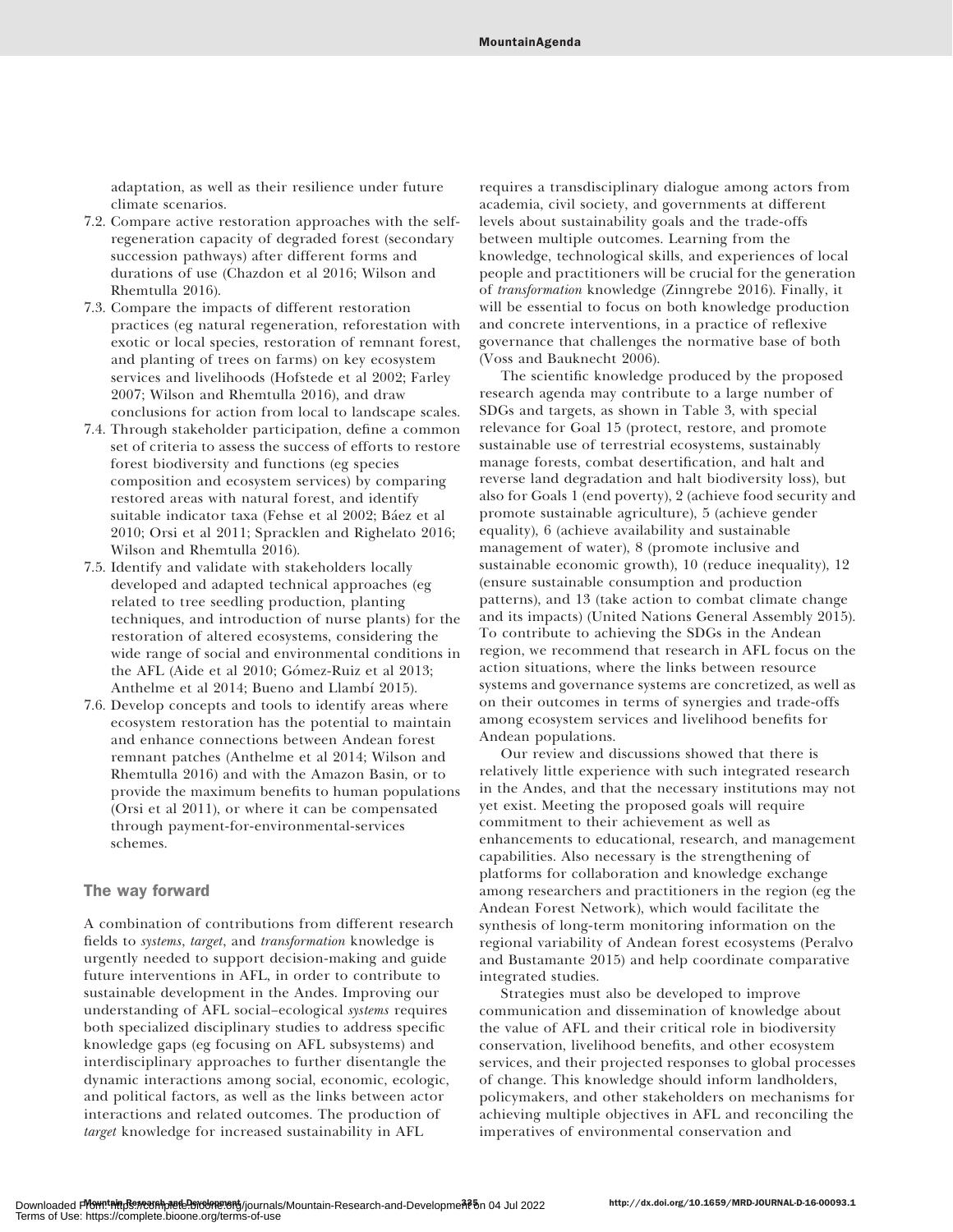adaptation, as well as their resilience under future climate scenarios.

7.2. Compare active restoration approaches with the self-regeneration capacity of degraded forest (secondary succession pathways) after different forms and durations of use (Chazdon et al 2016; Wilson and Rhemtulla 2016).

7.3. Compare the impacts of different restoration practices (eg natural regeneration, reforestation with exotic or local species, restoration of remnant forest, and planting of trees on farms) on key ecosystem services and livelihoods (Hofstede et al 2002; Farley 2007; Wilson and Rhemtulla 2016), and draw conclusions for action from local to landscape scales.

7.4. Through stakeholder participation, define a common set of criteria to assess the success of efforts to restore forest biodiversity and functions (eg species composition and ecosystem services) by comparing restored areas with natural forest, and identify suitable indicator taxa (Fehse et al 2002; Báez et al 2010; Orsi et al 2011; Spracklen and Righelato 2016; Wilson and Rhemtulla 2016).

7.5. Identify and validate with stakeholders locally developed and adapted technical approaches (eg related to tree seedling production, planting techniques, and introduction of nurse plants) for the restoration of altered ecosystems, considering the wide range of social and environmental conditions in the AFL (Aide et al 2010; Gómez-Ruiz et al 2013; Anthelme et al 2014; Bueno and Llambí 2015).

7.6. Develop concepts and tools to identify areas where ecosystem restoration has the potential to maintain and enhance connections between Andean forest remnant patches (Anthelme et al 2014; Wilson and Rhemtulla 2016) and with the Amazon Basin, or to provide the maximum benefits to human populations (Orsi et al 2011), or where it can be compensated through payment-for-environmental-services schemes.

## The way forward

A combination of contributions from different research fields to *systems*, *target*, and *transformation* knowledge is urgently needed to support decision-making and guide future interventions in AFL, in order to contribute to sustainable development in the Andes. Improving our understanding of AFL social–ecological *systems* requires both specialized disciplinary studies to address specific knowledge gaps (eg focusing on AFL subsystems) and interdisciplinary approaches to further disentangle the dynamic interactions among social, economic, ecologic, and political factors, as well as the links between actor interactions and related outcomes. The production of *target* knowledge for increased sustainability in AFL requires a transdisciplinary dialogue among actors from academia, civil society, and governments at different levels about sustainability goals and the trade-offs between multiple outcomes. Learning from the knowledge, technological skills, and experiences of local people and practitioners will be crucial for the generation of *transformation* knowledge (Zinngrebe 2016). Finally, it will be essential to focus on both knowledge production and concrete interventions, in a practice of reflexive governance that challenges the normative base of both (Voss and Bauknecht 2006).

The scientific knowledge produced by the proposed research agenda may contribute to a large number of SDGs and targets, as shown in Table 3, with special relevance for Goal 15 (protect, restore, and promote sustainable use of terrestrial ecosystems, sustainably manage forests, combat desertification, and halt and reverse land degradation and halt biodiversity loss), but also for Goals 1 (end poverty), 2 (achieve food security and promote sustainable agriculture), 5 (achieve gender equality), 6 (achieve availability and sustainable management of water), 8 (promote inclusive and sustainable economic growth), 10 (reduce inequality), 12 (ensure sustainable consumption and production patterns), and 13 (take action to combat climate change and its impacts) (United Nations General Assembly 2015). To contribute to achieving the SDGs in the Andean region, we recommend that research in AFL focus on the action situations, where the links between resource systems and governance systems are concretized, as well as on their outcomes in terms of synergies and trade-offs among ecosystem services and livelihood benefits for Andean populations.

Our review and discussions showed that there is relatively little experience with such integrated research in the Andes, and that the necessary institutions may not yet exist. Meeting the proposed goals will require commitment to their achievement as well as enhancements to educational, research, and management capabilities. Also necessary is the strengthening of platforms for collaboration and knowledge exchange among researchers and practitioners in the region (eg the Andean Forest Network), which would facilitate the synthesis of long-term monitoring information on the regional variability of Andean forest ecosystems (Peralvo and Bustamante 2015) and help coordinate comparative integrated studies.

Strategies must also be developed to improve communication and dissemination of knowledge about the value of AFL and their critical role in biodiversity conservation, livelihood benefits, and other ecosystem services, and their projected responses to global processes of change. This knowledge should inform landholders, policymakers, and other stakeholders on mechanisms for achieving multiple objectives in AFL and reconciling the imperatives of environmental conservation and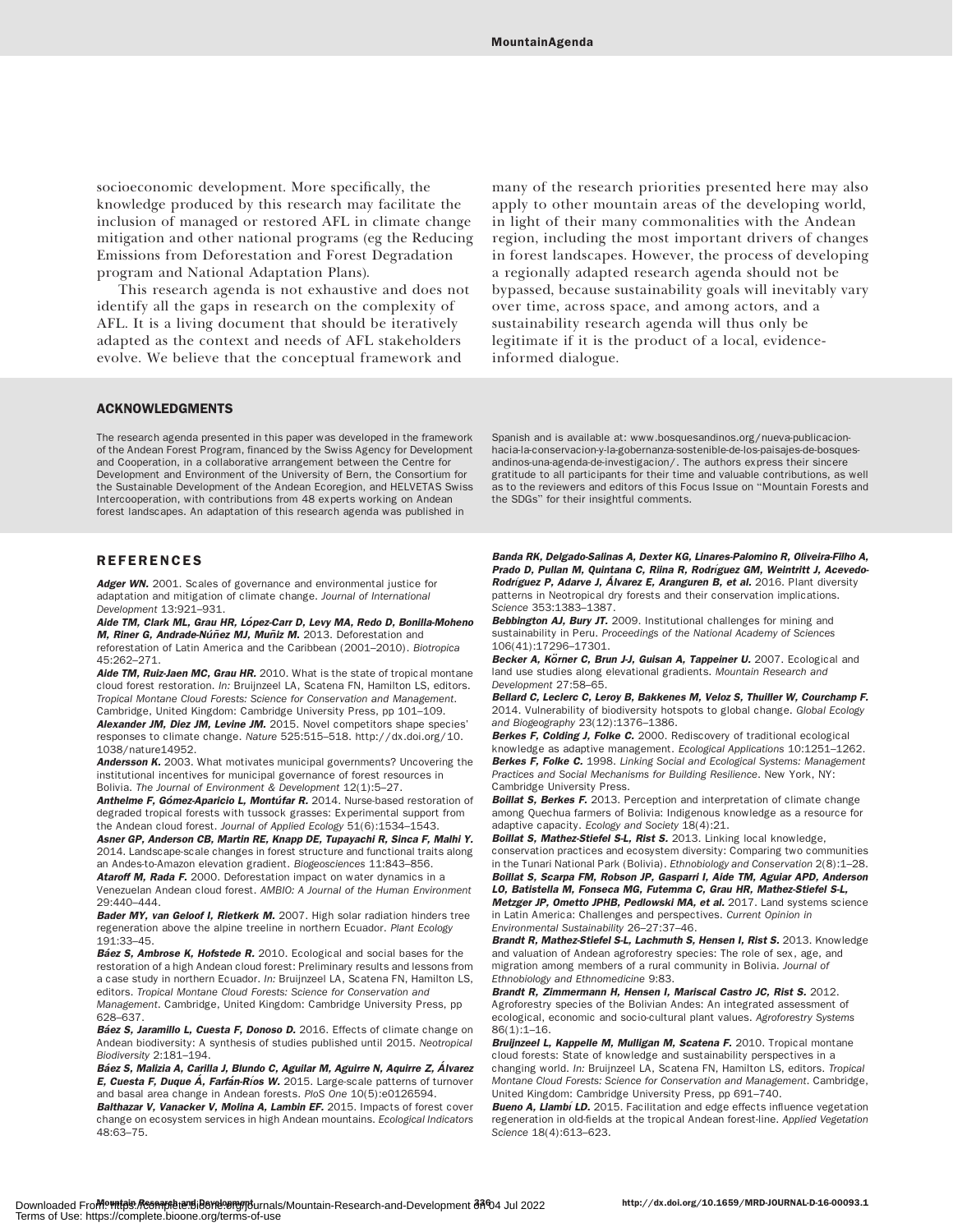socioeconomic development. More specifically, the knowledge produced by this research may facilitate the inclusion of managed or restored AFL in climate change mitigation and other national programs (eg the Reducing Emissions from Deforestation and Forest Degradation program and National Adaptation Plans).

This research agenda is not exhaustive and does not identify all the gaps in research on the complexity of AFL. It is a living document that should be iteratively adapted as the context and needs of AFL stakeholders evolve. We believe that the conceptual framework and many of the research priorities presented here may also apply to other mountain areas of the developing world, in light of their many commonalities with the Andean region, including the most important drivers of changes in forest landscapes. However, the process of developing a regionally adapted research agenda should not be bypassed, because sustainability goals will inevitably vary over time, across space, and among actors, and a sustainability research agenda will thus only be legitimate if it is the product of a local, evidence-informed dialogue.

## ACKNOWLEDGMENTS

The research agenda presented in this paper was developed in the framework of the Andean Forest Program, financed by the Swiss Agency for Development and Cooperation, in a collaborative arrangement between the Centre for Development and Environment of the University of Bern, the Consortium for the Sustainable Development of the Andean Ecoregion, and HELVETAS Swiss Intercooperation, with contributions from 48 experts working on Andean forest landscapes. An adaptation of this research agenda was published in Spanish and is available at: www.bosquesandinos.org/nueva-publicacion-hacia-la-conservacion-y-la-gobernanza-sostenible-de-los-paisajes-de-bosques-andinos-una-agenda-de-investigacion/. The authors express their sincere gratitude to all participants for their time and valuable contributions, as well as to the reviewers and editors of this Focus Issue on "Mountain Forests and the SDGs" for their insightful comments.

## REFERENCES

***Adger WN.*** 2001. Scales of governance and environmental justice for adaptation and mitigation of climate change. *Journal of International Development* 13:921–931.

***Aide TM, Clark ML, Grau HR, López-Carr D, Levy MA, Redo D, Bonilla-Moheno M, Riner G, Andrade-Núñez MJ, Muñiz M.*** 2013. Deforestation and reforestation of Latin America and the Caribbean (2001–2010). *Biotropica* 45:262–271.

***Aide TM, Ruiz-Jaen MC, Grau HR.*** 2010. What is the state of tropical montane cloud forest restoration. *In:* Bruijnzeel LA, Scatena FN, Hamilton LS, editors. *Tropical Montane Cloud Forests: Science for Conservation and Management*. Cambridge, United Kingdom: Cambridge University Press, pp 101–109.

***Alexander JM, Diez JM, Levine JM.*** 2015. Novel competitors shape species' responses to climate change. *Nature* 525:515–518. http://dx.doi.org/10.1038/nature14952.

***Andersson K.*** 2003. What motivates municipal governments? Uncovering the institutional incentives for municipal governance of forest resources in Bolivia. *The Journal of Environment & Development* 12(1):5–27.

***Anthelme F, Gómez-Aparicio L, Montúfar R.*** 2014. Nurse-based restoration of degraded tropical forests with tussock grasses: Experimental support from the Andean cloud forest. *Journal of Applied Ecology* 51(6):1534–1543.

***Asner GP, Anderson CB, Martin RE, Knapp DE, Tupayachi R, Sinca F, Malhi Y.*** 2014. Landscape-scale changes in forest structure and functional traits along an Andes-to-Amazon elevation gradient. *Biogeosciences* 11:843–856.

***Ataroff M, Rada F.*** 2000. Deforestation impact on water dynamics in a Venezuelan Andean cloud forest. *AMBIO: A Journal of the Human Environment* 29:440–444.

***Bader MY, van Geloof I, Rietkerk M.*** 2007. High solar radiation hinders tree regeneration above the alpine treeline in northern Ecuador. *Plant Ecology* 191:33–45.

***Báez S, Ambrose K, Hofstede R.*** 2010. Ecological and social bases for the restoration of a high Andean cloud forest: Preliminary results and lessons from a case study in northern Ecuador. *In:* Bruijnzeel LA, Scatena FN, Hamilton LS, editors. *Tropical Montane Cloud Forests: Science for Conservation and Management*. Cambridge, United Kingdom: Cambridge University Press, pp 628–637.

***Báez S, Jaramillo L, Cuesta F, Donoso D.*** 2016. Effects of climate change on Andean biodiversity: A synthesis of studies published until 2015. *Neotropical Biodiversity* 2:181–194.

***Báez S, Malizia A, Carilla J, Blundo C, Aguilar M, Aguirre N, Aquirre Z, Álvarez E, Cuesta F, Duque Á, Farfán-Ríos W.*** 2015. Large-scale patterns of turnover and basal area change in Andean forests. *PloS One* 10(5):e0126594.

***Balthazar V, Vanacker V, Molina A, Lambin EF.*** 2015. Impacts of forest cover change on ecosystem services in high Andean mountains. *Ecological Indicators* 48:63–75.

***Banda RK, Delgado-Salinas A, Dexter KG, Linares-Palomino R, Oliveira-Filho A, Prado D, Pullan M, Quintana C, Riina R, Rodríguez GM, Weintritt J, Acevedo-Rodríguez P, Adarve J, Álvarez E, Aranguren B, et al.*** 2016. Plant diversity patterns in Neotropical dry forests and their conservation implications. *Science* 353:1383–1387.

***Bebbington AJ, Bury JT.*** 2009. Institutional challenges for mining and sustainability in Peru. *Proceedings of the National Academy of Sciences* 106(41):17296–17301.

***Becker A, Körner C, Brun J-J, Guisan A, Tappeiner U.*** 2007. Ecological and land use studies along elevational gradients. *Mountain Research and Development* 27:58–65.

***Bellard C, Leclerc C, Leroy B, Bakkenes M, Veloz S, Thuiller W, Courchamp F.*** 2014. Vulnerability of biodiversity hotspots to global change. *Global Ecology and Biogeography* 23(12):1376–1386.

***Berkes F, Colding J, Folke C.*** 2000. Rediscovery of traditional ecological knowledge as adaptive management. *Ecological Applications* 10:1251–1262.

***Berkes F, Folke C.*** 1998. *Linking Social and Ecological Systems: Management Practices and Social Mechanisms for Building Resilience*. New York, NY: Cambridge University Press.

***Boillat S, Berkes F.*** 2013. Perception and interpretation of climate change among Quechua farmers of Bolivia: Indigenous knowledge as a resource for adaptive capacity. *Ecology and Society* 18(4):21.

***Boillat S, Mathez-Stiefel S-L, Rist S.*** 2013. Linking local knowledge, conservation practices and ecosystem diversity: Comparing two communities in the Tunari National Park (Bolivia). *Ethnobiology and Conservation* 2(8):1–28.

***Boillat S, Scarpa FM, Robson JP, Gasparri I, Aide TM, Aguiar APD, Anderson LO, Batistella M, Fonseca MG, Futemma C, Grau HR, Mathez-Stiefel S-L, Metzger JP, Ometto JPHB, Pedlowski MA, et al.*** 2017. Land systems science in Latin America: Challenges and perspectives. *Current Opinion in Environmental Sustainability* 26–27:37–46.

***Brandt R, Mathez-Stiefel S-L, Lachmuth S, Hensen I, Rist S.*** 2013. Knowledge and valuation of Andean agroforestry species: The role of sex, age, and migration among members of a rural community in Bolivia. *Journal of Ethnobiology and Ethnomedicine* 9:83.

***Brandt R, Zimmermann H, Hensen I, Mariscal Castro JC, Rist S.*** 2012. Agroforestry species of the Bolivian Andes: An integrated assessment of ecological, economic and socio-cultural plant values. *Agroforestry Systems* 86(1):1–16.

***Bruijnzeel L, Kappelle M, Mulligan M, Scatena F.*** 2010. Tropical montane cloud forests: State of knowledge and sustainability perspectives in a changing world. *In:* Bruijnzeel LA, Scatena FN, Hamilton LS, editors. *Tropical Montane Cloud Forests: Science for Conservation and Management*. Cambridge, United Kingdom: Cambridge University Press, pp 691–740.

***Bueno A, Llambí LD.*** 2015. Facilitation and edge effects influence vegetation regeneration in old-fields at the tropical Andean forest-line. *Applied Vegetation Science* 18(4):613–623.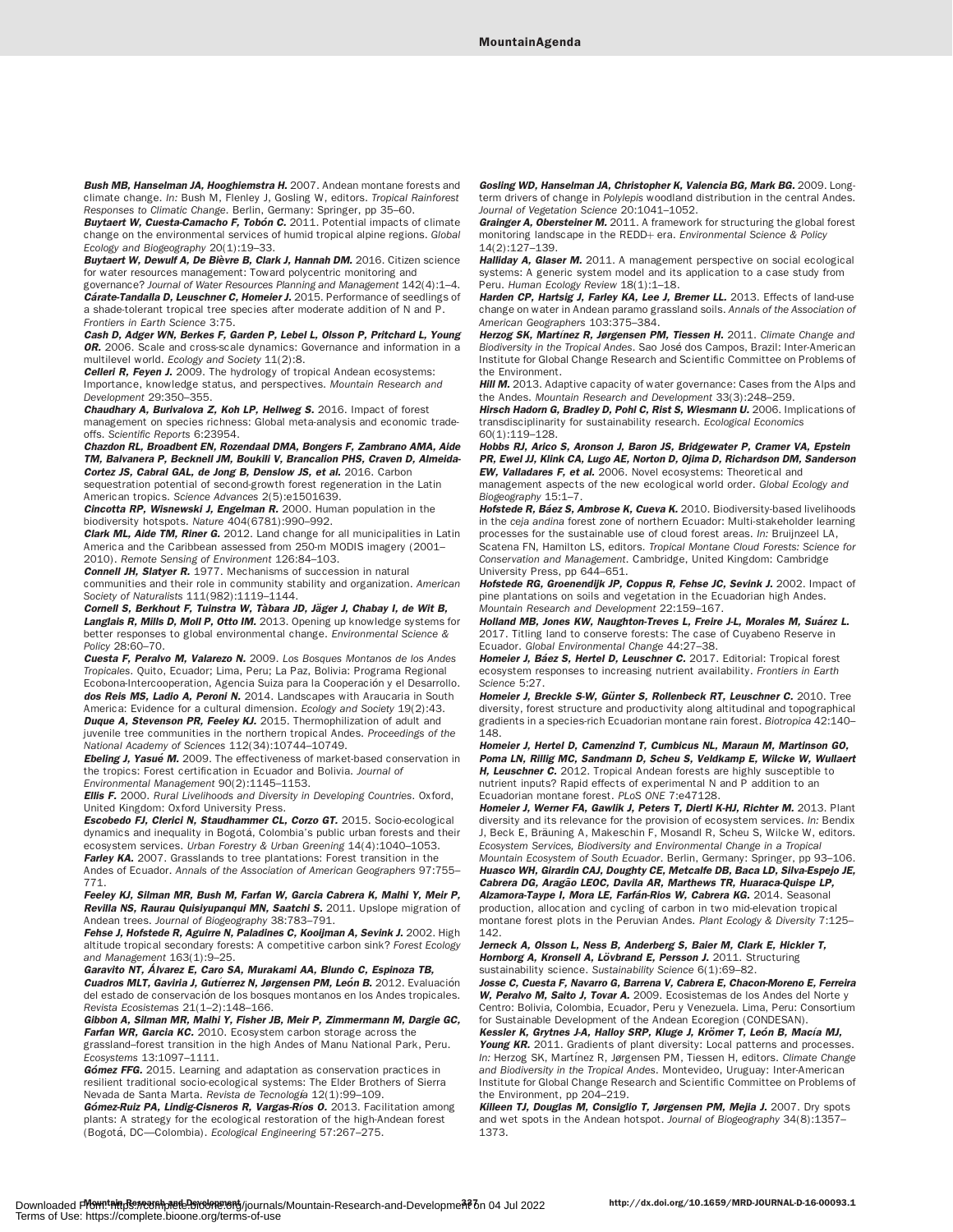**Bush MB, Hanselman JA, Hooghiemstra H.** 2007. Andean montane forests and climate change. *In:* Bush M, Flenley J, Gosling W, editors. *Tropical Rainforest Responses to Climatic Change*. Berlin, Germany: Springer, pp 35–60.

**Buytaert W, Cuesta-Camacho F, Tobón C.** 2011. Potential impacts of climate change on the environmental services of humid tropical alpine regions. *Global Ecology and Biogeography* 20(1):19–33.

**Buytaert W, Dewulf A, De Bièvre B, Clark J, Hannah DM.** 2016. Citizen science for water resources management: Toward polycentric monitoring and governance? *Journal of Water Resources Planning and Management* 142(4):1–4.

**Cárate-Tandalla D, Leuschner C, Homeier J.** 2015. Performance of seedlings of a shade-tolerant tropical tree species after moderate addition of N and P. *Frontiers in Earth Science* 3:75.

**Cash D, Adger WN, Berkes F, Garden P, Lebel L, Olsson P, Pritchard L, Young OR.** 2006. Scale and cross-scale dynamics: Governance and information in a multilevel world. *Ecology and Society* 11(2):8.

**Celleri R, Feyen J.** 2009. The hydrology of tropical Andean ecosystems: Importance, knowledge status, and perspectives. *Mountain Research and Development* 29:350–355.

**Chaudhary A, Burivalova Z, Koh LP, Hellweg S.** 2016. Impact of forest management on species richness: Global meta-analysis and economic trade-offs. *Scientific Reports* 6:23954.

**Chazdon RL, Broadbent EN, Rozendaal DMA, Bongers F, Zambrano AMA, Aide TM, Balvanera P, Becknell JM, Boukili V, Brancalion PHS, Craven D, Almeida-Cortez JS, Cabral GAL, de Jong B, Denslow JS, et al.** 2016. Carbon sequestration potential of second-growth forest regeneration in the Latin American tropics. *Science Advances* 2(5):e1501639.

**Cincotta RP, Wisnewski J, Engelman R.** 2000. Human population in the biodiversity hotspots. *Nature* 404(6781):990–992.

**Clark ML, Aide TM, Riner G.** 2012. Land change for all municipalities in Latin America and the Caribbean assessed from 250-m MODIS imagery (2001–2010). *Remote Sensing of Environment* 126:84–103.

**Connell JH, Slatyer R.** 1977. Mechanisms of succession in natural communities and their role in community stability and organization. *American Society of Naturalists* 111(982):1119–1144.

**Cornell S, Berkhout F, Tuinstra W, Tàbara JD, Jäger J, Chabay I, de Wit B, Langlais R, Mills D, Moll P, Otto IM.** 2013. Opening up knowledge systems for better responses to global environmental change. *Environmental Science & Policy* 28:60–70.

**Cuesta F, Peralvo M, Valarezo N.** 2009. *Los Bosques Montanos de los Andes Tropicales*. Quito, Ecuador; Lima, Peru; La Paz, Bolivia: Programa Regional Ecobona-Intercooperation, Agencia Suiza para la Cooperación y el Desarrollo.

**dos Reis MS, Ladio A, Peroni N.** 2014. Landscapes with Araucaria in South America: Evidence for a cultural dimension. *Ecology and Society* 19(2):43.

**Duque A, Stevenson PR, Feeley KJ.** 2015. Thermophilization of adult and juvenile tree communities in the northern tropical Andes. *Proceedings of the National Academy of Sciences* 112(34):10744–10749.

**Ebeling J, Yasué M.** 2009. The effectiveness of market-based conservation in the tropics: Forest certification in Ecuador and Bolivia. *Journal of Environmental Management* 90(2):1145–1153.

**Ellis F.** 2000. *Rural Livelihoods and Diversity in Developing Countries*. Oxford, United Kingdom: Oxford University Press.

**Escobedo FJ, Clerici N, Staudhammer CL, Corzo GT.** 2015. Socio-ecological dynamics and inequality in Bogotá, Colombia's public urban forests and their ecosystem services. *Urban Forestry & Urban Greening* 14(4):1040–1053.

**Farley KA.** 2007. Grasslands to tree plantations: Forest transition in the Andes of Ecuador. *Annals of the Association of American Geographers* 97:755–771.

**Feeley KJ, Silman MR, Bush M, Farfan W, Garcia Cabrera K, Malhi Y, Meir P, Revilla NS, Raurau Quisiyupanqui MN, Saatchi S.** 2011. Upslope migration of Andean trees. *Journal of Biogeography* 38:783–791.

**Fehse J, Hofstede R, Aguirre N, Paladines C, Kooijman A, Sevink J.** 2002. High altitude tropical secondary forests: A competitive carbon sink? *Forest Ecology and Management* 163(1):9–25.

**Garavito NT, Álvarez E, Caro SA, Murakami AA, Blundo C, Espinoza TB, Cuadros MLT, Gaviria J, Gutiérrez N, Jørgensen PM, León B.** 2012. Evaluación del estado de conservación de los bosques montanos en los Andes tropicales. *Revista Ecosistemas* 21(1–2):148–166.

**Gibbon A, Silman MR, Malhi Y, Fisher JB, Meir P, Zimmermann M, Dargie GC, Farfan WR, Garcia KC.** 2010. Ecosystem carbon storage across the grassland–forest transition in the high Andes of Manu National Park, Peru. *Ecosystems* 13:1097–1111.

**Gómez FFG.** 2015. Learning and adaptation as conservation practices in resilient traditional socio-ecological systems: The Elder Brothers of Sierra Nevada de Santa Marta. *Revista de Tecnología* 12(1):99–109.

**Gómez-Ruiz PA, Lindig-Cisneros R, Vargas-Ríos O.** 2013. Facilitation among plants: A strategy for the ecological restoration of the high-Andean forest (Bogotá, DC—Colombia). *Ecological Engineering* 57:267–275.

**Gosling WD, Hanselman JA, Christopher K, Valencia BG, Mark BG.** 2009. Long-term drivers of change in *Polylepis* woodland distribution in the central Andes. *Journal of Vegetation Science* 20:1041–1052.

**Grainger A, Obersteiner M.** 2011. A framework for structuring the global forest monitoring landscape in the REDD+ era. *Environmental Science & Policy* 14(2):127–139.

**Halliday A, Glaser M.** 2011. A management perspective on social ecological systems: A generic system model and its application to a case study from Peru. *Human Ecology Review* 18(1):1–18.

**Harden CP, Hartsig J, Farley KA, Lee J, Bremer LL.** 2013. Effects of land-use change on water in Andean paramo grassland soils. *Annals of the Association of American Geographers* 103:375–384.

**Herzog SK, Martínez R, Jørgensen PM, Tiessen H.** 2011. *Climate Change and Biodiversity in the Tropical Andes*. Sao José dos Campos, Brazil: Inter-American Institute for Global Change Research and Scientific Committee on Problems of the Environment.

**Hill M.** 2013. Adaptive capacity of water governance: Cases from the Alps and the Andes. *Mountain Research and Development* 33(3):248–259.

**Hirsch Hadorn G, Bradley D, Pohl C, Rist S, Wiesmann U.** 2006. Implications of transdisciplinarity for sustainability research. *Ecological Economics* 60(1):119–128.

**Hobbs RJ, Arico S, Aronson J, Baron JS, Bridgewater P, Cramer VA, Epstein PR, Ewel JJ, Klink CA, Lugo AE, Norton D, Ojima D, Richardson DM, Sanderson EW, Valladares F, et al.** 2006. Novel ecosystems: Theoretical and management aspects of the new ecological world order. *Global Ecology and Biogeography* 15:1–7.

**Hofstede R, Báez S, Ambrose K, Cueva K.** 2010. Biodiversity-based livelihoods in the *ceja andina* forest zone of northern Ecuador: Multi-stakeholder learning processes for the sustainable use of cloud forest areas. *In:* Bruijnzeel LA, Scatena FN, Hamilton LS, editors. *Tropical Montane Cloud Forests: Science for Conservation and Management*. Cambridge, United Kingdom: Cambridge University Press, pp 644–651.

**Hofstede RG, Groenendijk JP, Coppus R, Fehse JC, Sevink J.** 2002. Impact of pine plantations on soils and vegetation in the Ecuadorian high Andes. *Mountain Research and Development* 22:159–167.

**Holland MB, Jones KW, Naughton-Treves L, Freire J-L, Morales M, Suárez L.** 2017. Titling land to conserve forests: The case of Cuyabeno Reserve in Ecuador. *Global Environmental Change* 44:27–38.

**Homeier J, Báez S, Hertel D, Leuschner C.** 2017. Editorial: Tropical forest ecosystem responses to increasing nutrient availability. *Frontiers in Earth Science* 5:27.

**Homeier J, Breckle S-W, Günter S, Rollenbeck RT, Leuschner C.** 2010. Tree diversity, forest structure and productivity along altitudinal and topographical gradients in a species-rich Ecuadorian montane rain forest. *Biotropica* 42:140–148.

**Homeier J, Hertel D, Camenzind T, Cumbicus NL, Maraun M, Martinson GO, Poma LN, Rillig MC, Sandmann D, Scheu S, Veldkamp E, Wilcke W, Wullaert H, Leuschner C.** 2012. Tropical Andean forests are highly susceptible to nutrient inputs? Rapid effects of experimental N and P addition to an Ecuadorian montane forest. *PLoS ONE* 7:e47128.

**Homeier J, Werner FA, Gawlik J, Peters T, Diertl K-HJ, Richter M.** 2013. Plant diversity and its relevance for the provision of ecosystem services. *In:* Bendix J, Beck E, Bräuning A, Makeschin F, Mosandl R, Scheu S, Wilcke W, editors. *Ecosystem Services, Biodiversity and Environmental Change in a Tropical Mountain Ecosystem of South Ecuador*. Berlin, Germany: Springer, pp 93–106.

**Huasco WH, Girardin CAJ, Doughty CE, Metcalfe DB, Baca LD, Silva-Espejo JE, Cabrera DG, Aragão LEOC, Davila AR, Marthews TR, Huaraca-Quispe LP, Alzamora-Taype I, Mora LE, Farfán-Rios W, Cabrera KG.** 2014. Seasonal production, allocation and cycling of carbon in two mid-elevation tropical montane forest plots in the Peruvian Andes. *Plant Ecology & Diversity* 7:125–142.

**Jerneck A, Olsson L, Ness B, Anderberg S, Baier M, Clark E, Hickler T, Hornborg A, Kronsell A, Lövbrand E, Persson J.** 2011. Structuring sustainability science. *Sustainability Science* 6(1):69–82.

**Josse C, Cuesta F, Navarro G, Barrena V, Cabrera E, Chacon-Moreno E, Ferreira W, Peralvo M, Saito J, Tovar A.** 2009. Ecosistemas de los Andes del Norte y Centro: Bolivia, Colombia, Ecuador, Peru y Venezuela. Lima, Peru: Consortium for Sustainable Development of the Andean Ecoregion (CONDESAN).

**Kessler M, Grytnes J-A, Halloy SRP, Kluge J, Krömer T, León B, Macía MJ, Young KR.** 2011. Gradients of plant diversity: Local patterns and processes. *In:* Herzog SK, Martínez R, Jørgensen PM, Tiessen H, editors. *Climate Change and Biodiversity in the Tropical Andes*. Montevideo, Uruguay: Inter-American Institute for Global Change Research and Scientific Committee on Problems of the Environment, pp 204–219.

**Killeen TJ, Douglas M, Consiglio T, Jørgensen PM, Mejia J.** 2007. Dry spots and wet spots in the Andean hotspot. *Journal of Biogeography* 34(8):1357–1373.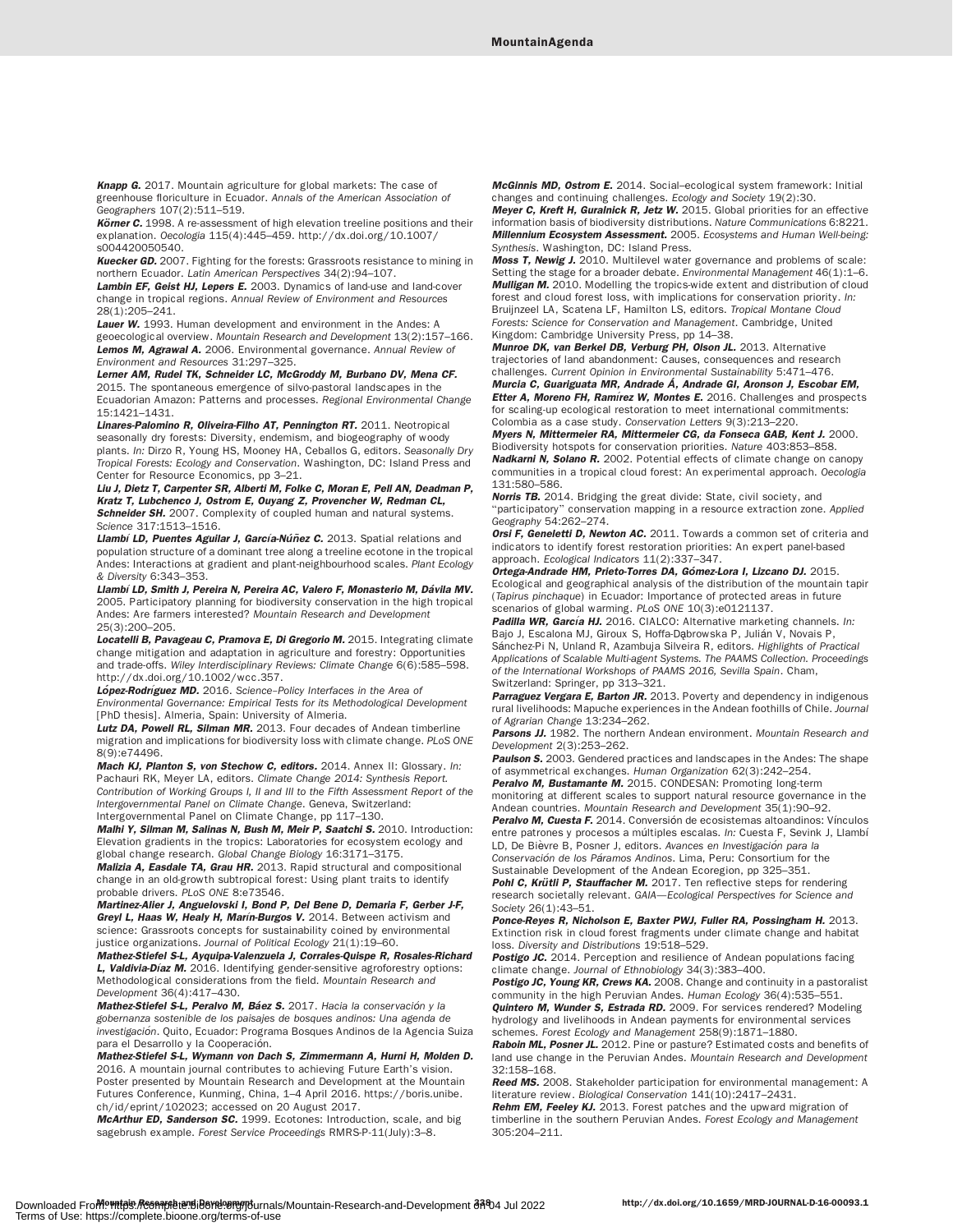***Knapp G.*** 2017. Mountain agriculture for global markets: The case of greenhouse floriculture in Ecuador. *Annals of the American Association of Geographers* 107(2):511–519.

***Körner C.*** 1998. A re-assessment of high elevation treeline positions and their explanation. *Oecologia* 115(4):445–459. http://dx.doi.org/10.1007/s004420050540.

***Kuecker GD.*** 2007. Fighting for the forests: Grassroots resistance to mining in northern Ecuador. *Latin American Perspectives* 34(2):94–107.

***Lambin EF, Geist HJ, Lepers E.*** 2003. Dynamics of land-use and land-cover change in tropical regions. *Annual Review of Environment and Resources* 28(1):205–241.

***Lauer W.*** 1993. Human development and environment in the Andes: A geoecological overview. *Mountain Research and Development* 13(2):157–166.

***Lemos M, Agrawal A.*** 2006. Environmental governance. *Annual Review of Environment and Resources* 31:297–325.

***Lerner AM, Rudel TK, Schneider LC, McGroddy M, Burbano DV, Mena CF.*** 2015. The spontaneous emergence of silvo-pastoral landscapes in the Ecuadorian Amazon: Patterns and processes. *Regional Environmental Change* 15:1421–1431.

***Linares-Palomino R, Oliveira-Filho AT, Pennington RT.*** 2011. Neotropical seasonally dry forests: Diversity, endemism, and biogeography of woody plants. *In:* Dirzo R, Young HS, Mooney HA, Ceballos G, editors. *Seasonally Dry Tropical Forests: Ecology and Conservation*. Washington, DC: Island Press and Center for Resource Economics, pp 3–21.

***Liu J, Dietz T, Carpenter SR, Alberti M, Folke C, Moran E, Pell AN, Deadman P, Kratz T, Lubchenco J, Ostrom E, Ouyang Z, Provencher W, Redman CL, Schneider SH.*** 2007. Complexity of coupled human and natural systems. *Science* 317:1513–1516.

***Llambí LD, Puentes Aguilar J, García-Núñez C.*** 2013. Spatial relations and population structure of a dominant tree along a treeline ecotone in the tropical Andes: Interactions at gradient and plant-neighbourhood scales. *Plant Ecology & Diversity* 6:343–353.

***Llambí LD, Smith J, Pereira N, Pereira AC, Valero F, Monasterio M, Dávila MV.*** 2005. Participatory planning for biodiversity conservation in the high tropical Andes: Are farmers interested? *Mountain Research and Development* 25(3):200–205.

***Locatelli B, Pavageau C, Pramova E, Di Gregorio M.*** 2015. Integrating climate change mitigation and adaptation in agriculture and forestry: Opportunities and trade-offs. *Wiley Interdisciplinary Reviews: Climate Change* 6(6):585–598. http://dx.doi.org/10.1002/wcc.357.

***López-Rodríguez MD.*** 2016. *Science–Policy Interfaces in the Area of Environmental Governance: Empirical Tests for its Methodological Development* [PhD thesis]. Almeria, Spain: University of Almeria.

***Lutz DA, Powell RL, Silman MR.*** 2013. Four decades of Andean timberline migration and implications for biodiversity loss with climate change. *PLoS ONE* 8(9):e74496.

***Mach KJ, Planton S, von Stechow C, editors.*** 2014. Annex II: Glossary. *In:* Pachauri RK, Meyer LA, editors. *Climate Change 2014: Synthesis Report. Contribution of Working Groups I, II and III to the Fifth Assessment Report of the Intergovernmental Panel on Climate Change*. Geneva, Switzerland: Intergovernmental Panel on Climate Change, pp 117–130.

***Malhi Y, Silman M, Salinas N, Bush M, Meir P, Saatchi S.*** 2010. Introduction: Elevation gradients in the tropics: Laboratories for ecosystem ecology and global change research. *Global Change Biology* 16:3171–3175.

***Malizia A, Easdale TA, Grau HR.*** 2013. Rapid structural and compositional change in an old-growth subtropical forest: Using plant traits to identify probable drivers. *PLoS ONE* 8:e73546.

***Martinez-Alier J, Anguelovski I, Bond P, Del Bene D, Demaria F, Gerber J-F, Greyl L, Haas W, Healy H, Marín-Burgos V.*** 2014. Between activism and science: Grassroots concepts for sustainability coined by environmental justice organizations. *Journal of Political Ecology* 21(1):19–60.

***Mathez-Stiefel S-L, Ayquipa-Valenzuela J, Corrales-Quispe R, Rosales-Richard L, Valdivia-Díaz M.*** 2016. Identifying gender-sensitive agroforestry options: Methodological considerations from the field. *Mountain Research and Development* 36(4):417–430.

***Mathez-Stiefel S-L, Peralvo M, Báez S.*** 2017. *Hacia la conservación y la gobernanza sostenible de los paisajes de bosques andinos: Una agenda de investigación*. Quito, Ecuador: Programa Bosques Andinos de la Agencia Suiza para el Desarrollo y la Cooperación.

***Mathez-Stiefel S-L, Wymann von Dach S, Zimmermann A, Hurni H, Molden D.*** 2016. A mountain journal contributes to achieving Future Earth's vision. Poster presented by Mountain Research and Development at the Mountain Futures Conference, Kunming, China, 1–4 April 2016. https://boris.unibe.ch/id/eprint/102023; accessed on 20 August 2017.

***McArthur ED, Sanderson SC.*** 1999. Ecotones: Introduction, scale, and big sagebrush example. *Forest Service Proceedings* RMRS-P-11(July):3–8.

***McGinnis MD, Ostrom E.*** 2014. Social–ecological system framework: Initial changes and continuing challenges. *Ecology and Society* 19(2):30.

***Meyer C, Kreft H, Guralnick R, Jetz W.*** 2015. Global priorities for an effective information basis of biodiversity distributions. *Nature Communications* 6:8221.

***Millennium Ecosystem Assessment.*** 2005. *Ecosystems and Human Well-being: Synthesis*. Washington, DC: Island Press.

***Moss T, Newig J.*** 2010. Multilevel water governance and problems of scale: Setting the stage for a broader debate. *Environmental Management* 46(1):1–6.

***Mulligan M.*** 2010. Modelling the tropics-wide extent and distribution of cloud forest and cloud forest loss, with implications for conservation priority. *In:* Bruijnzeel LA, Scatena LF, Hamilton LS, editors. *Tropical Montane Cloud Forests: Science for Conservation and Management*. Cambridge, United Kingdom: Cambridge University Press, pp 14–38.

***Munroe DK, van Berkel DB, Verburg PH, Olson JL.*** 2013. Alternative trajectories of land abandonment: Causes, consequences and research challenges. *Current Opinion in Environmental Sustainability* 5:471–476.

***Murcia C, Guariguata MR, Andrade Á, Andrade GI, Aronson J, Escobar EM, Etter A, Moreno FH, Ramírez W, Montes E.*** 2016. Challenges and prospects for scaling-up ecological restoration to meet international commitments: Colombia as a case study. *Conservation Letters* 9(3):213–220.

***Myers N, Mittermeier RA, Mittermeier CG, da Fonseca GAB, Kent J.*** 2000. Biodiversity hotspots for conservation priorities. *Nature* 403:853–858.

***Nadkarni N, Solano R.*** 2002. Potential effects of climate change on canopy communities in a tropical cloud forest: An experimental approach. *Oecologia* 131:580–586.

***Norris TB.*** 2014. Bridging the great divide: State, civil society, and "participatory" conservation mapping in a resource extraction zone. *Applied Geography* 54:262–274.

***Orsi F, Geneletti D, Newton AC.*** 2011. Towards a common set of criteria and indicators to identify forest restoration priorities: An expert panel-based approach. *Ecological Indicators* 11(2):337–347.

***Ortega-Andrade HM, Prieto-Torres DA, Gómez-Lora I, Lizcano DJ.*** 2015. Ecological and geographical analysis of the distribution of the mountain tapir (*Tapirus pinchaque*) in Ecuador: Importance of protected areas in future scenarios of global warming. *PLoS ONE* 10(3):e0121137.

***Padilla WR, García HJ.*** 2016. CIALCO: Alternative marketing channels. *In:* Bajo J, Escalona MJ, Giroux S, Hoffa-Dąbrowska P, Julián V, Novais P, Sánchez-Pi N, Unland R, Azambuja Silveira R, editors. *Highlights of Practical Applications of Scalable Multi-agent Systems. The PAAMS Collection. Proceedings of the International Workshops of PAAMS 2016, Sevilla Spain*. Cham, Switzerland: Springer, pp 313–321.

***Parraguez Vergara E, Barton JR.*** 2013. Poverty and dependency in indigenous rural livelihoods: Mapuche experiences in the Andean foothills of Chile. *Journal of Agrarian Change* 13:234–262.

***Parsons JJ.*** 1982. The northern Andean environment. *Mountain Research and Development* 2(3):253–262.

***Paulson S.*** 2003. Gendered practices and landscapes in the Andes: The shape of asymmetrical exchanges. *Human Organization* 62(3):242–254.

***Peralvo M, Bustamante M.*** 2015. CONDESAN: Promoting long-term monitoring at different scales to support natural resource governance in the Andean countries. *Mountain Research and Development* 35(1):90–92.

***Peralvo M, Cuesta F.*** 2014. Conversión de ecosistemas altoandinos: Vínculos entre patrones y procesos a múltiples escalas. *In:* Cuesta F, Sevink J, Llambí LD, De Bièvre B, Posner J, editors. *Avances en Investigación para la Conservación de los Páramos Andinos*. Lima, Peru: Consortium for the Sustainable Development of the Andean Ecoregion, pp 325–351.

***Pohl C, Krütli P, Stauffacher M.*** 2017. Ten reflective steps for rendering research societally relevant. *GAIA—Ecological Perspectives for Science and Society* 26(1):43–51.

***Ponce-Reyes R, Nicholson E, Baxter PWJ, Fuller RA, Possingham H.*** 2013. Extinction risk in cloud forest fragments under climate change and habitat loss. *Diversity and Distributions* 19:518–529.

***Postigo JC.*** 2014. Perception and resilience of Andean populations facing climate change. *Journal of Ethnobiology* 34(3):383–400.

***Postigo JC, Young KR, Crews KA.*** 2008. Change and continuity in a pastoralist community in the high Peruvian Andes. *Human Ecology* 36(4):535–551.

***Quintero M, Wunder S, Estrada RD.*** 2009. For services rendered? Modeling hydrology and livelihoods in Andean payments for environmental services schemes. *Forest Ecology and Management* 258(9):1871–1880.

***Raboin ML, Posner JL.*** 2012. Pine or pasture? Estimated costs and benefits of land use change in the Peruvian Andes. *Mountain Research and Development* 32:158–168.

***Reed MS.*** 2008. Stakeholder participation for environmental management: A literature review. *Biological Conservation* 141(10):2417–2431.

***Rehm EM, Feeley KJ.*** 2013. Forest patches and the upward migration of timberline in the southern Peruvian Andes. *Forest Ecology and Management* 305:204–211.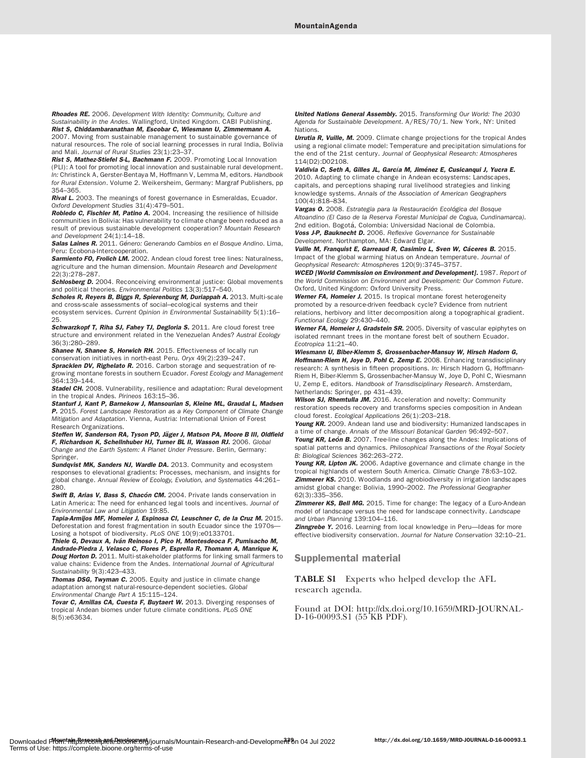**Rhoades RE.** 2006. *Development With Identity: Community, Culture and Sustainability in the Andes*. Wallingford, United Kingdom. CABI Publishing.

**Rist S, Chiddambaranathan M, Escobar C, Wiesmann U, Zimmermann A.** 2007. Moving from sustainable management to sustainable governance of natural resources. The role of social learning processes in rural India, Bolivia and Mali. *Journal of Rural Studies* 23(1):23–37.

**Rist S, Mathez-Stiefel S-L, Bachmann F.** 2009. Promoting Local Innovation (PLI): A tool for promoting local innovation and sustainable rural development. *In:* Christinck A, Gerster-Bentaya M, Hoffmann V, Lemma M, editors. *Handbook for Rural Extension*. Volume 2. Weikersheim, Germany: Margraf Publishers, pp 354–365.

**Rival L.** 2003. The meanings of forest governance in Esmeraldas, Ecuador. *Oxford Development Studies* 31(4):479–501.

**Robledo C, Fischler M, Patino A.** 2004. Increasing the resilience of hillside communities in Bolivia: Has vulnerability to climate change been reduced as a result of previous sustainable development cooperation? *Mountain Research and Development* 24(1):14–18.

**Salas Laines R.** 2011. *Género: Generando Cambios en el Bosque Andino*. Lima, Peru: Ecobona-Intercooperation.

**Sarmiento FO, Frolich LM.** 2002. Andean cloud forest tree lines: Naturalness, agriculture and the human dimension. *Mountain Research and Development* 22(3):278–287.

**Schlosberg D.** 2004. Reconceiving environmental justice: Global movements and political theories. *Environmental Politics* 13(3):517–540.

**Scholes R, Reyers B, Biggs R, Spierenburg M, Duriappah A.** 2013. Multi-scale and cross-scale assessments of social–ecological systems and their ecosystem services. *Current Opinion in Environmental Sustainability* 5(1):16–25.

**Schwarzkopf T, Riha SJ, Fahey TJ, Degloria S.** 2011. Are cloud forest tree structure and environment related in the Venezuelan Andes? *Austral Ecology* 36(3):280–289.

**Shanee N, Shanee S, Horwich RH.** 2015. Effectiveness of locally run conservation initiatives in north-east Peru. *Oryx* 49(2):239–247.

**Spracklen DV, Righelato R.** 2016. Carbon storage and sequestration of re-growing montane forests in southern Ecuador. *Forest Ecology and Management* 364:139–144.

**Stadel CH.** 2008. Vulnerability, resilience and adaptation: Rural development in the tropical Andes. *Pirineos* 163:15–36.

**Stanturf J, Kant P, Barnekow J, Mansourian S, Kleine ML, Graudal L, Madsen P.** 2015. *Forest Landscape Restoration as a Key Component of Climate Change Mitigation and Adaptation*. Vienna, Austria: International Union of Forest Research Organizations.

**Steffen W, Sanderson RA, Tyson PD, Jäger J, Matson PA, Moore B III, Oldfield F, Richardson K, Schellnhuber HJ, Turner BL II, Wasson RJ.** 2006. *Global Change and the Earth System: A Planet Under Pressure*. Berlin, Germany: Springer.

**Sundqvist MK, Sanders NJ, Wardle DA.** 2013. Community and ecosystem responses to elevational gradients: Processes, mechanism, and insights for global change. *Annual Review of Ecology, Evolution, and Systematics* 44:261–280.

**Swift B, Arias V, Bass S, Chacón CM.** 2004. Private lands conservation in Latin America: The need for enhanced legal tools and incentives. *Journal of Environmental Law and Litigation* 19:85.

**Tapia-Armijos MF, Homeier J, Espinosa CI, Leuschner C, de la Cruz M.** 2015. Deforestation and forest fragmentation in south Ecuador since the 1970s—Losing a hotspot of biodiversity. *PLoS ONE* 10(9):e0133701.

**Thiele G, Devaux A, Iván Reinoso I, Pico H, Montesdeoca F, Pumisacho M, Andrade-Piedra J, Velasco C, Flores P, Esprella R, Thomann A, Manrique K, Doug Horton D.** 2011. Multi-stakeholder platforms for linking small farmers to value chains: Evidence from the Andes. *International Journal of Agricultural Sustainability* 9(3):423–433.

**Thomas DSG, Twyman C.** 2005. Equity and justice in climate change adaptation amongst natural-resource-dependent societies. *Global Environmental Change Part A* 15:115–124.

**Tovar C, Arnillas CA, Cuesta F, Buytaert W.** 2013. Diverging responses of tropical Andean biomes under future climate conditions. *PLoS ONE* 8(5):e63634.

**United Nations General Assembly.** 2015. *Transforming Our World: The 2030 Agenda for Sustainable Development*. A/RES/70/1. New York, NY: United Nations.

**Urrutia R, Vuille, M.** 2009. Climate change projections for the tropical Andes using a regional climate model: Temperature and precipitation simulations for the end of the 21st century. *Journal of Geophysical Research: Atmospheres* 114(D2):D02108.

**Valdivia C, Seth A, Gilles JL, García M, Jiménez E, Cusicanqui J, Yucra E.** 2010. Adapting to climate change in Andean ecosystems: Landscapes, capitals, and perceptions shaping rural livelihood strategies and linking knowledge systems. *Annals of the Association of American Geographers* 100(4):818–834.

**Vargas O.** 2008. *Estrategia para la Restauración Ecológica del Bosque Altoandino (El Caso de la Reserva Forestal Municipal de Cogua, Cundinamarca)*. 2nd edition. Bogotá, Colombia: Universidad Nacional de Colombia.

**Voss J-P, Bauknecht D.** 2006. *Reflexive Governance for Sustainable Development*. Northampton, MA: Edward Elgar.

**Vuille M, Franquist E, Garreaud R, Casimiro L, Sven W, Cáceres B.** 2015. Impact of the global warming hiatus on Andean temperature. *Journal of Geophysical Research: Atmospheres* 120(9):3745–3757.

**WCED [World Commission on Environment and Development].** 1987. *Report of the World Commission on Environment and Development: Our Common Future*. Oxford, United Kingdom: Oxford University Press.

**Werner FA, Homeier J.** 2015. Is tropical montane forest heterogeneity promoted by a resource-driven feedback cycle? Evidence from nutrient relations, herbivory and litter decomposition along a topographical gradient. *Functional Ecology* 29:430–440.

**Werner FA, Homeier J, Gradstein SR.** 2005. Diversity of vascular epiphytes on isolated remnant trees in the montane forest belt of southern Ecuador. *Ecotropica* 11:21–40.

**Wiesmann U, Biber-Klemm S, Grossenbacher-Mansuy W, Hirsch Hadorn G, Hoffmann-Riem H, Joye D, Pohl C, Zemp E.** 2008. Enhancing transdisciplinary research: A synthesis in fifteen propositions. *In:* Hirsch Hadorn G, Hoffmann-Riem H, Biber-Klemm S, Grossenbacher-Mansuy W, Joye D, Pohl C, Wiesmann U, Zemp E, editors. *Handbook of Transdisciplinary Research*. Amsterdam, Netherlands: Springer, pp 431–439.

**Wilson SJ, Rhemtulla JM.** 2016. Acceleration and novelty: Community restoration speeds recovery and transforms species composition in Andean cloud forest. *Ecological Applications* 26(1):203–218.

**Young KR.** 2009. Andean land use and biodiversity: Humanized landscapes in a time of change. *Annals of the Missouri Botanical Garden* 96:492–507.

**Young KR, León B.** 2007. Tree-line changes along the Andes: Implications of spatial patterns and dynamics. *Philosophical Transactions of the Royal Society B: Biological Sciences* 362:263–272.

**Young KR, Lipton JK.** 2006. Adaptive governance and climate change in the tropical highlands of western South America. *Climatic Change* 78:63–102.

**Zimmerer KS.** 2010. Woodlands and agrobiodiversity in irrigation landscapes amidst global change: Bolivia, 1990–2002. *The Professional Geographer* 62(3):335–356.

**Zimmerer KS, Bell MG.** 2015. Time for change: The legacy of a Euro-Andean model of landscape versus the need for landscape connectivity. *Landscape and Urban Planning* 139:104–116.

**Zinngrebe Y.** 2016. Learning from local knowledge in Peru—Ideas for more effective biodiversity conservation. *Journal for Nature Conservation* 32:10–21.

## Supplemental material

**TABLE S1** Experts who helped develop the AFL research agenda.

Found at DOI: http://dx.doi.org/10.1659/MRD-JOURNAL-D-16-00093.S1 (55 KB PDF).